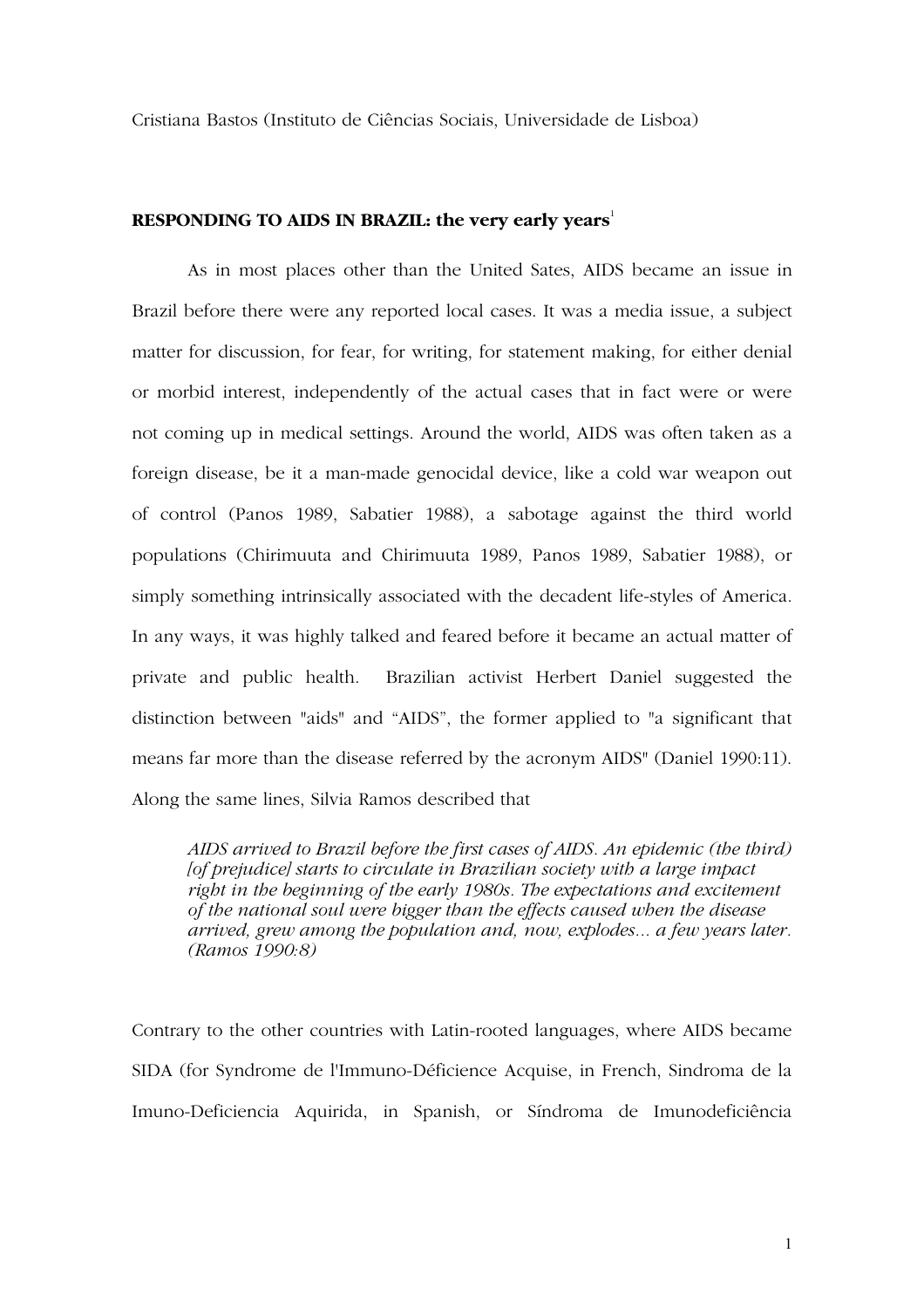Cristiana Bastos (Instituto de Ciências Sociais, Universidade de Lisboa)

## RESPONDING TO AIDS IN BRAZIL: the very early years[1]

As in most places other than the United Sates, AIDS became an issue in Brazil before there were any reported local cases. It was a media issue, a subject matter for discussion, for fear, for writing, for statement making, for either denial or morbid interest, independently of the actual cases that in fact were or were not coming up in medical settings. Around the world, AIDS was often taken as a foreign disease, be it a man-made genocidal device, like a cold war weapon out of control (Panos 1989, Sabatier 1988), a sabotage against the third world populations (Chirimuuta and Chirimuuta 1989, Panos 1989, Sabatier 1988), or simply something intrinsically associated with the decadent life-styles of America. In any ways, it was highly talked and feared before it became an actual matter of private and public health. Brazilian activist Herbert Daniel suggested the distinction between "aids" and "AIDS", the former applied to "a significant that means far more than the disease referred by the acronym AIDS" (Daniel 1990:11). Along the same lines, Silvia Ramos described that

> *AIDS arrived to Brazil before the first cases of AIDS. An epidemic (the third) [of prejudice] starts to circulate in Brazilian society with a large impact right in the beginning of the early 1980s. The expectations and excitement of the national soul were bigger than the effects caused when the disease arrived, grew among the population and, now, explodes... a few years later. (Ramos 1990:8)*

Contrary to the other countries with Latin-rooted languages, where AIDS became SIDA (for Syndrome de l'Immuno-Déficience Acquise, in French, Sindroma de la Imuno-Deficiencia Aquirida, in Spanish, or Síndroma de Imunodeficiência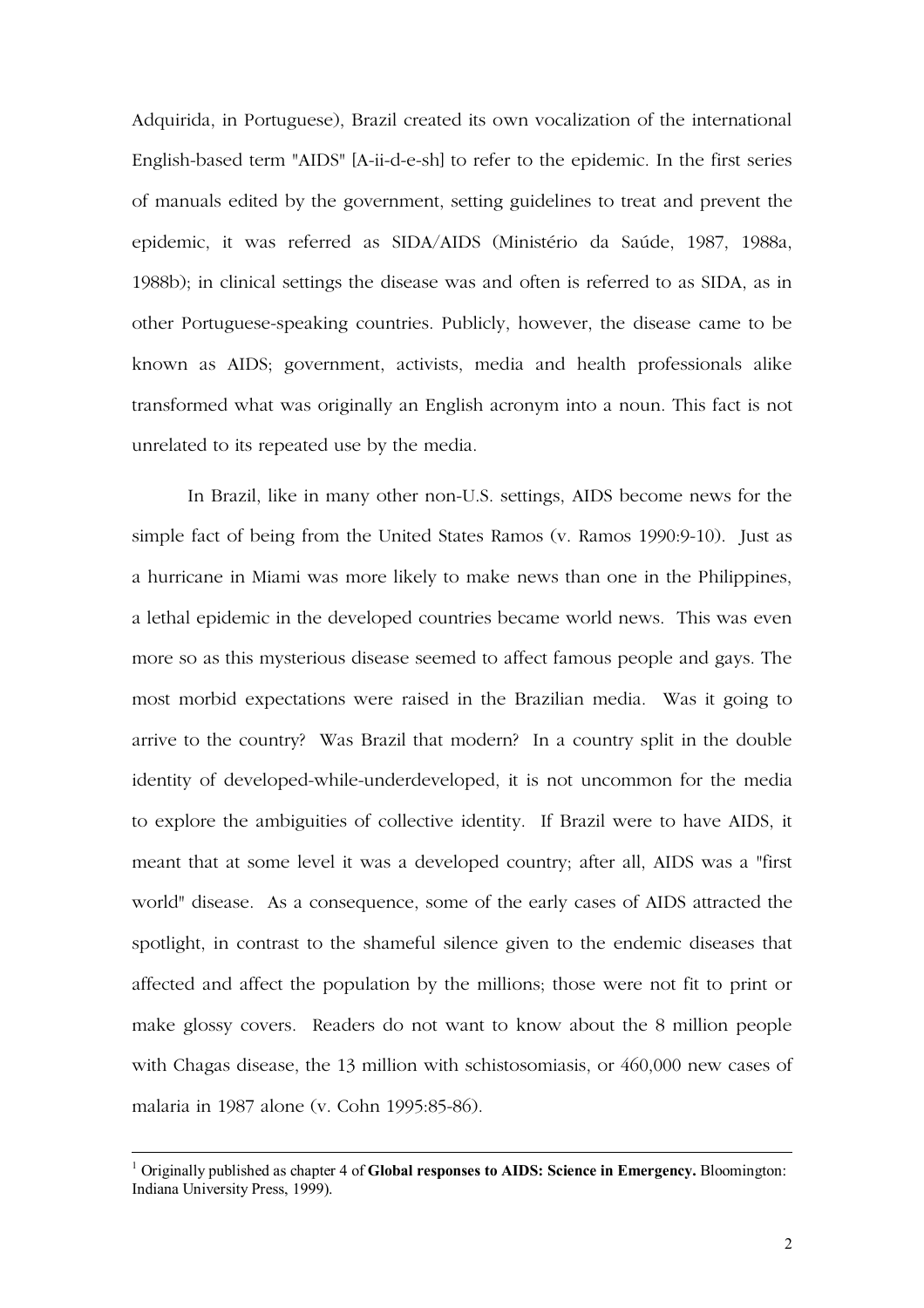Adquirida, in Portuguese), Brazil created its own vocalization of the international English-based term "AIDS" [A-ii-d-e-sh] to refer to the epidemic. In the first series of manuals edited by the government, setting guidelines to treat and prevent the epidemic, it was referred as SIDA/AIDS (Ministério da Saúde, 1987, 1988a, 1988b); in clinical settings the disease was and often is referred to as SIDA, as in other Portuguese-speaking countries. Publicly, however, the disease came to be known as AIDS; government, activists, media and health professionals alike transformed what was originally an English acronym into a noun. This fact is not unrelated to its repeated use by the media.

In Brazil, like in many other non-U.S. settings, AIDS become news for the simple fact of being from the United States Ramos (v. Ramos 1990:9-10). Just as a hurricane in Miami was more likely to make news than one in the Philippines, a lethal epidemic in the developed countries became world news. This was even more so as this mysterious disease seemed to affect famous people and gays. The most morbid expectations were raised in the Brazilian media. Was it going to arrive to the country? Was Brazil that modern? In a country split in the double identity of developed-while-underdeveloped, it is not uncommon for the media to explore the ambiguities of collective identity. If Brazil were to have AIDS, it meant that at some level it was a developed country; after all, AIDS was a "first world" disease. As a consequence, some of the early cases of AIDS attracted the spotlight, in contrast to the shameful silence given to the endemic diseases that affected and affect the population by the millions; those were not fit to print or make glossy covers. Readers do not want to know about the 8 million people with Chagas disease, the 13 million with schistosomiasis, or 460,000 new cases of malaria in 1987 alone (v. Cohn 1995:85-86).

---

[1] Originally published as chapter 4 of **Global responses to AIDS: Science in Emergency.** Bloomington: Indiana University Press, 1999).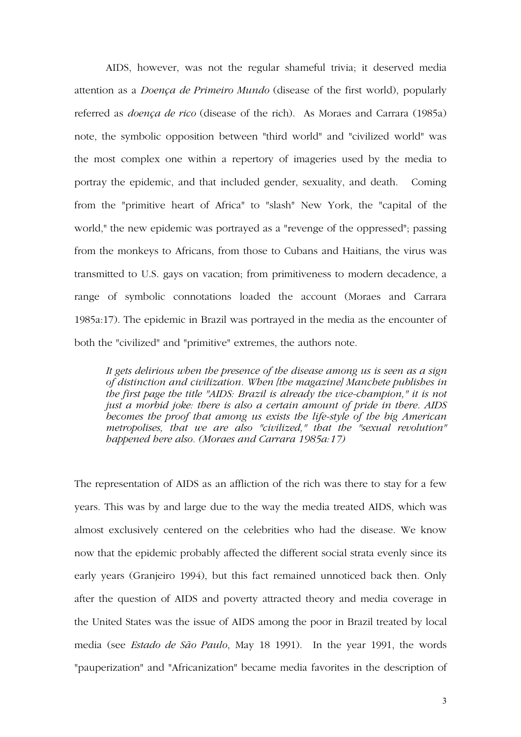AIDS, however, was not the regular shameful trivia; it deserved media attention as a *Doença de Primeiro Mundo* (disease of the first world), popularly referred as *doença de rico* (disease of the rich). As Moraes and Carrara (1985a) note, the symbolic opposition between "third world" and "civilized world" was the most complex one within a repertory of imageries used by the media to portray the epidemic, and that included gender, sexuality, and death. Coming from the "primitive heart of Africa" to "slash" New York, the "capital of the world," the new epidemic was portrayed as a "revenge of the oppressed"; passing from the monkeys to Africans, from those to Cubans and Haitians, the virus was transmitted to U.S. gays on vacation; from primitiveness to modern decadence, a range of symbolic connotations loaded the account (Moraes and Carrara 1985a:17). The epidemic in Brazil was portrayed in the media as the encounter of both the "civilized" and "primitive" extremes, the authors note.

> *It gets delirious when the presence of the disease among us is seen as a sign of distinction and civilization. When [the magazine] Manchete publishes in the first page the title "AIDS: Brazil is already the vice-champion," it is not just a morbid joke: there is also a certain amount of pride in there. AIDS becomes the proof that among us exists the life-style of the big American metropolises, that we are also "civilized," that the "sexual revolution" happened here also. (Moraes and Carrara 1985a:17)*

The representation of AIDS as an affliction of the rich was there to stay for a few years. This was by and large due to the way the media treated AIDS, which was almost exclusively centered on the celebrities who had the disease. We know now that the epidemic probably affected the different social strata evenly since its early years (Granjeiro 1994), but this fact remained unnoticed back then. Only after the question of AIDS and poverty attracted theory and media coverage in the United States was the issue of AIDS among the poor in Brazil treated by local media (see *Estado de São Paulo*, May 18 1991). In the year 1991, the words "pauperization" and "Africanization" became media favorites in the description of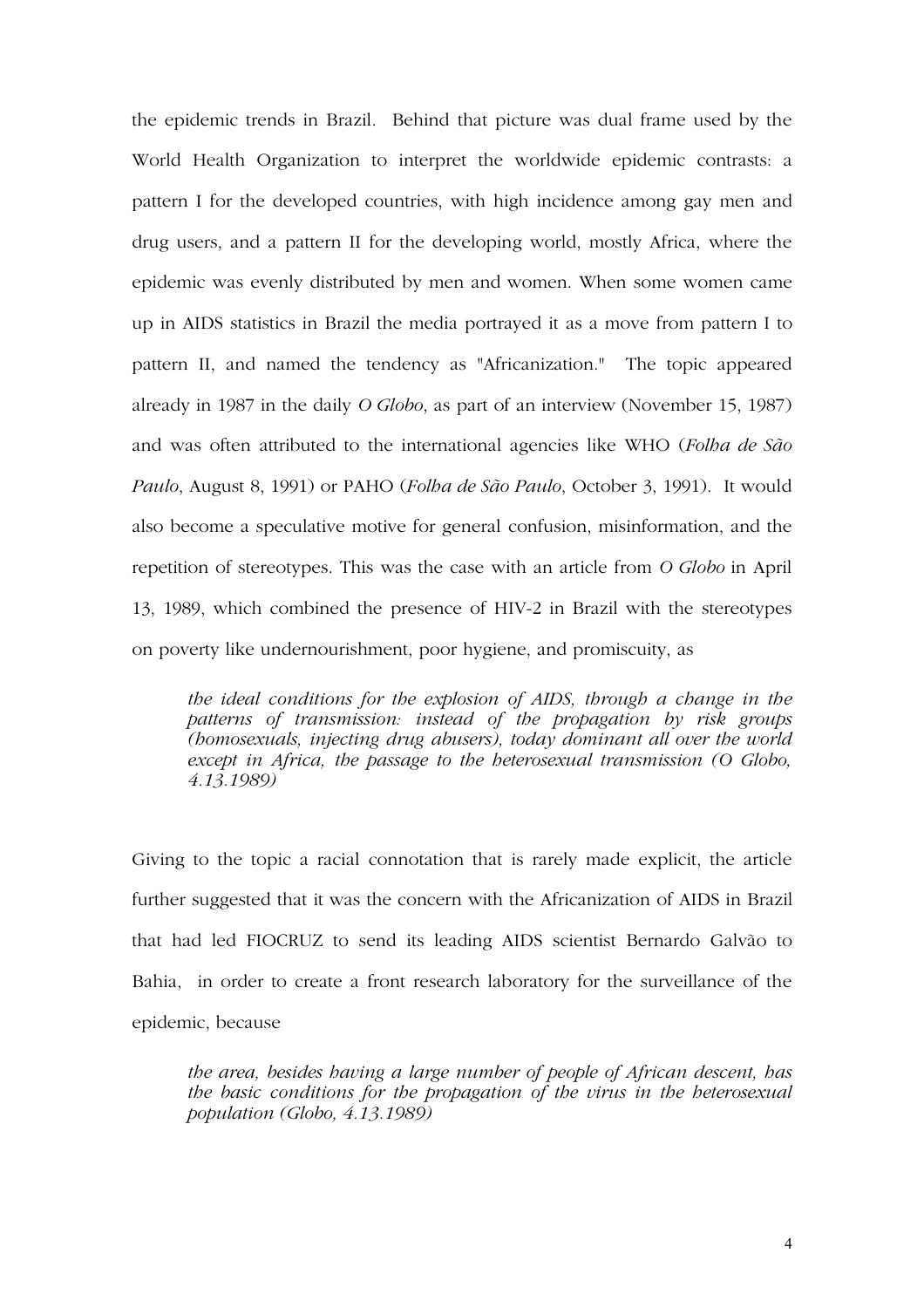the epidemic trends in Brazil. Behind that picture was dual frame used by the World Health Organization to interpret the worldwide epidemic contrasts: a pattern I for the developed countries, with high incidence among gay men and drug users, and a pattern II for the developing world, mostly Africa, where the epidemic was evenly distributed by men and women. When some women came up in AIDS statistics in Brazil the media portrayed it as a move from pattern I to pattern II, and named the tendency as "Africanization." The topic appeared already in 1987 in the daily *O Globo*, as part of an interview (November 15, 1987) and was often attributed to the international agencies like WHO (*Folha de São Paulo*, August 8, 1991) or PAHO (*Folha de São Paulo*, October 3, 1991). It would also become a speculative motive for general confusion, misinformation, and the repetition of stereotypes. This was the case with an article from *O Globo* in April 13, 1989, which combined the presence of HIV-2 in Brazil with the stereotypes on poverty like undernourishment, poor hygiene, and promiscuity, as

> *the ideal conditions for the explosion of AIDS, through a change in the patterns of transmission: instead of the propagation by risk groups (homosexuals, injecting drug abusers), today dominant all over the world except in Africa, the passage to the heterosexual transmission (O Globo, 4.13.1989)*

Giving to the topic a racial connotation that is rarely made explicit, the article further suggested that it was the concern with the Africanization of AIDS in Brazil that had led FIOCRUZ to send its leading AIDS scientist Bernardo Galvão to Bahia, in order to create a front research laboratory for the surveillance of the epidemic, because

> *the area, besides having a large number of people of African descent, has the basic conditions for the propagation of the virus in the heterosexual population (Globo, 4.13.1989)*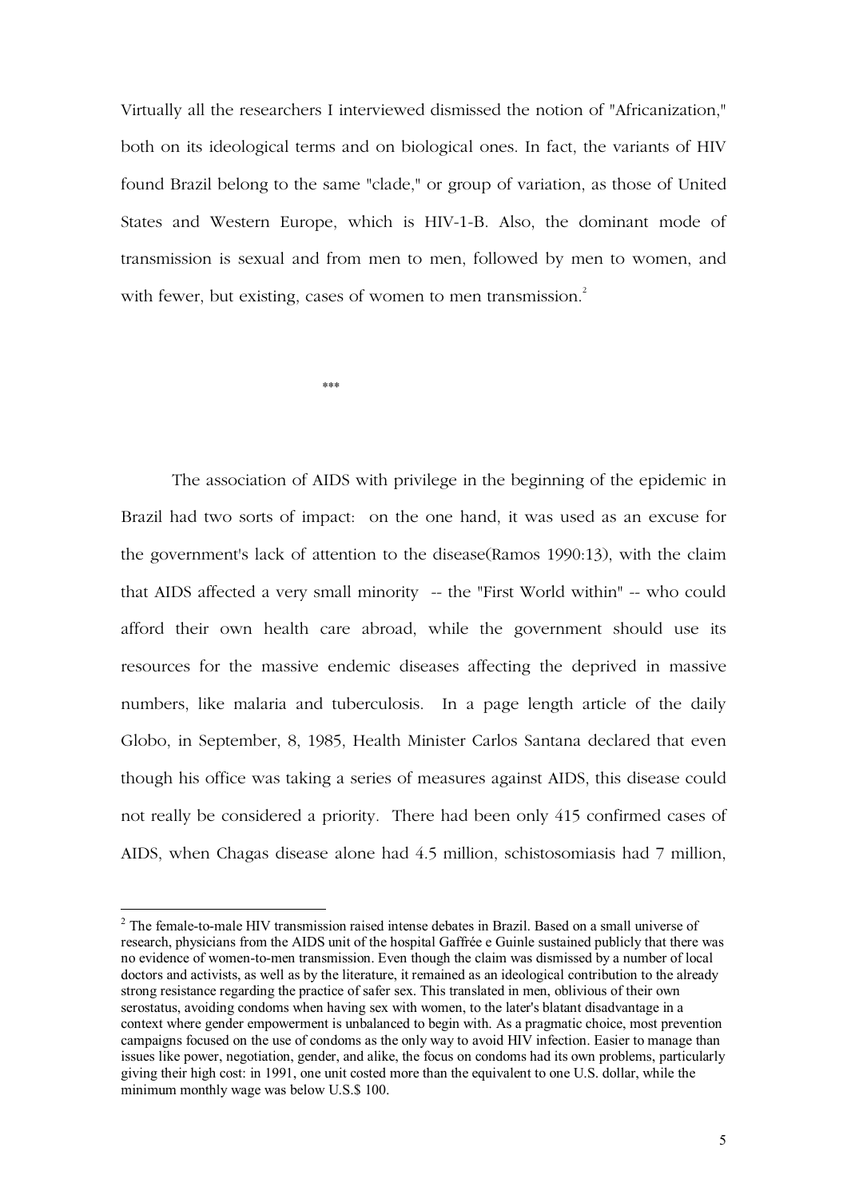Virtually all the researchers I interviewed dismissed the notion of "Africanization," both on its ideological terms and on biological ones. In fact, the variants of HIV found Brazil belong to the same "clade," or group of variation, as those of United States and Western Europe, which is HIV-1-B. Also, the dominant mode of transmission is sexual and from men to men, followed by men to women, and with fewer, but existing, cases of women to men transmission.[2]

***

The association of AIDS with privilege in the beginning of the epidemic in Brazil had two sorts of impact: on the one hand, it was used as an excuse for the government's lack of attention to the disease(Ramos 1990:13), with the claim that AIDS affected a very small minority -- the "First World within" -- who could afford their own health care abroad, while the government should use its resources for the massive endemic diseases affecting the deprived in massive numbers, like malaria and tuberculosis. In a page length article of the daily Globo, in September, 8, 1985, Health Minister Carlos Santana declared that even though his office was taking a series of measures against AIDS, this disease could not really be considered a priority. There had been only 415 confirmed cases of AIDS, when Chagas disease alone had 4.5 million, schistosomiasis had 7 million,

---

[2] The female-to-male HIV transmission raised intense debates in Brazil. Based on a small universe of research, physicians from the AIDS unit of the hospital Gaffrée e Guinle sustained publicly that there was no evidence of women-to-men transmission. Even though the claim was dismissed by a number of local doctors and activists, as well as by the literature, it remained as an ideological contribution to the already strong resistance regarding the practice of safer sex. This translated in men, oblivious of their own serostatus, avoiding condoms when having sex with women, to the later's blatant disadvantage in a context where gender empowerment is unbalanced to begin with. As a pragmatic choice, most prevention campaigns focused on the use of condoms as the only way to avoid HIV infection. Easier to manage than issues like power, negotiation, gender, and alike, the focus on condoms had its own problems, particularly giving their high cost: in 1991, one unit costed more than the equivalent to one U.S. dollar, while the minimum monthly wage was below U.S.$ 100.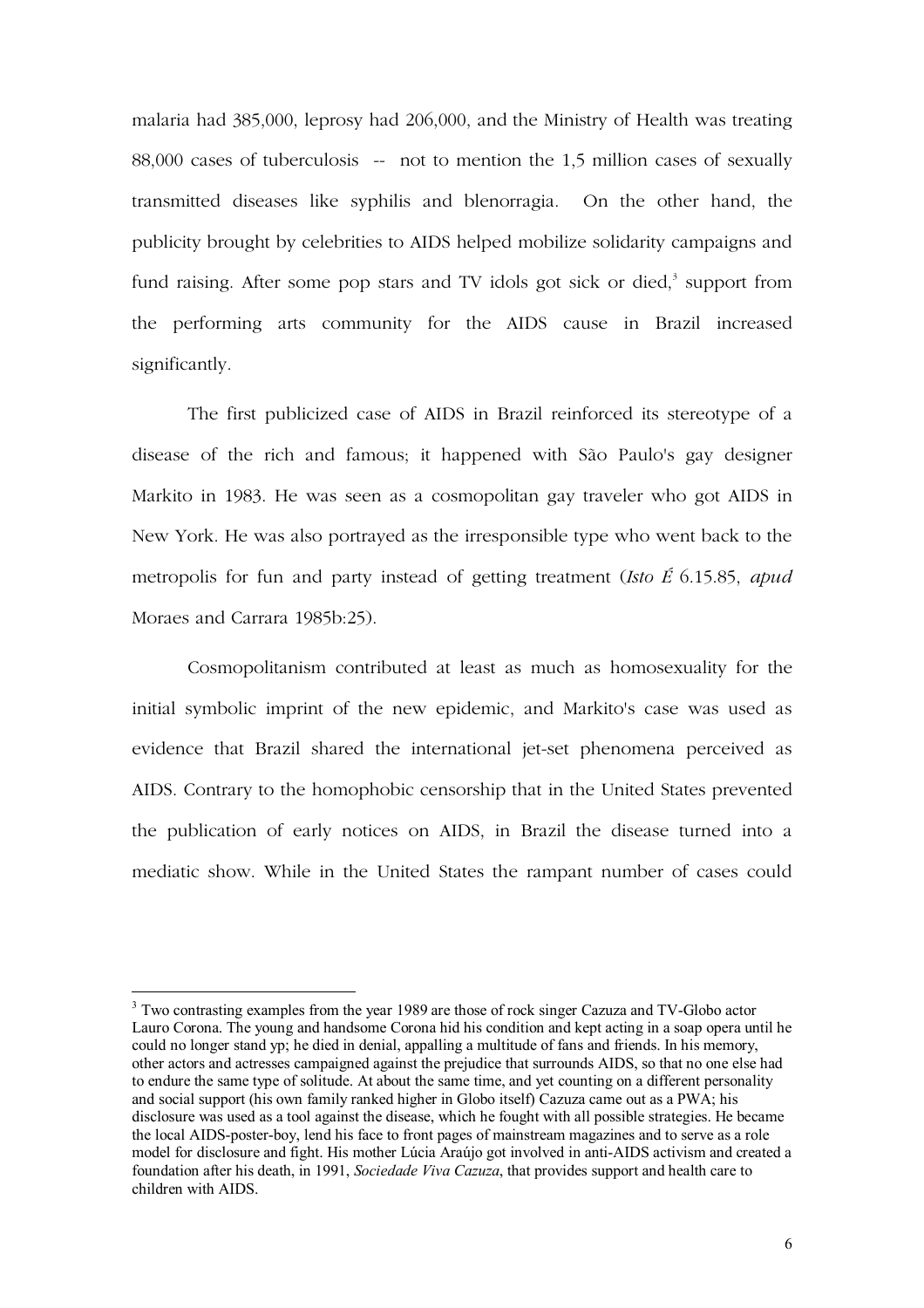malaria had 385,000, leprosy had 206,000, and the Ministry of Health was treating 88,000 cases of tuberculosis -- not to mention the 1,5 million cases of sexually transmitted diseases like syphilis and blenorragia. On the other hand, the publicity brought by celebrities to AIDS helped mobilize solidarity campaigns and fund raising. After some pop stars and TV idols got sick or died,[3] support from the performing arts community for the AIDS cause in Brazil increased significantly.

The first publicized case of AIDS in Brazil reinforced its stereotype of a disease of the rich and famous; it happened with São Paulo's gay designer Markito in 1983. He was seen as a cosmopolitan gay traveler who got AIDS in New York. He was also portrayed as the irresponsible type who went back to the metropolis for fun and party instead of getting treatment (*Isto É* 6.15.85, *apud* Moraes and Carrara 1985b:25).

Cosmopolitanism contributed at least as much as homosexuality for the initial symbolic imprint of the new epidemic, and Markito's case was used as evidence that Brazil shared the international jet-set phenomena perceived as AIDS. Contrary to the homophobic censorship that in the United States prevented the publication of early notices on AIDS, in Brazil the disease turned into a mediatic show. While in the United States the rampant number of cases could

---

[3] Two contrasting examples from the year 1989 are those of rock singer Cazuza and TV-Globo actor Lauro Corona. The young and handsome Corona hid his condition and kept acting in a soap opera until he could no longer stand yp; he died in denial, appalling a multitude of fans and friends. In his memory, other actors and actresses campaigned against the prejudice that surrounds AIDS, so that no one else had to endure the same type of solitude. At about the same time, and yet counting on a different personality and social support (his own family ranked higher in Globo itself) Cazuza came out as a PWA; his disclosure was used as a tool against the disease, which he fought with all possible strategies. He became the local AIDS-poster-boy, lend his face to front pages of mainstream magazines and to serve as a role model for disclosure and fight. His mother Lúcia Araújo got involved in anti-AIDS activism and created a foundation after his death, in 1991, *Sociedade Viva Cazuza*, that provides support and health care to children with AIDS.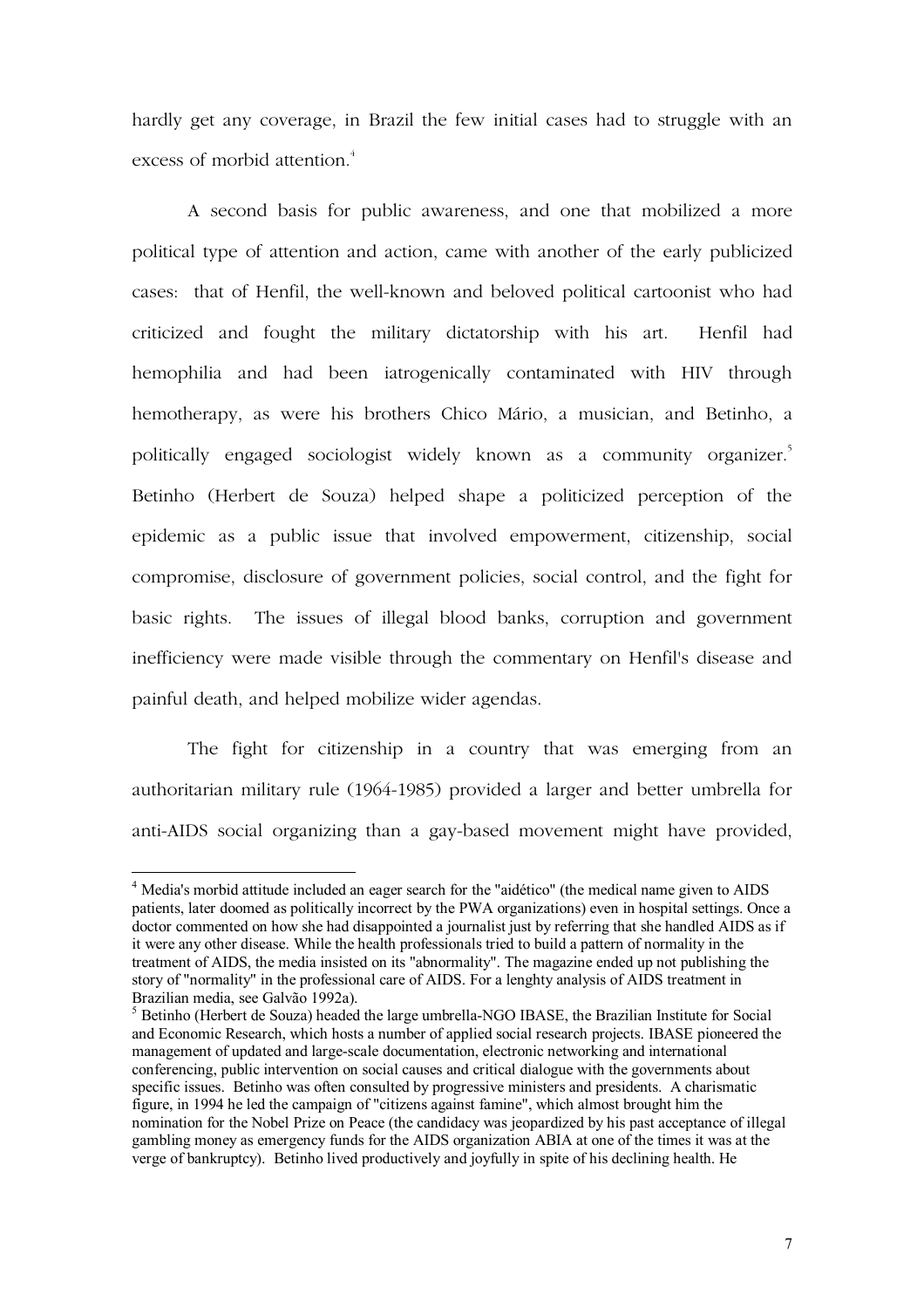hardly get any coverage, in Brazil the few initial cases had to struggle with an excess of morbid attention.[4]

A second basis for public awareness, and one that mobilized a more political type of attention and action, came with another of the early publicized cases: that of Henfil, the well-known and beloved political cartoonist who had criticized and fought the military dictatorship with his art. Henfil had hemophilia and had been iatrogenically contaminated with HIV through hemotherapy, as were his brothers Chico Mário, a musician, and Betinho, a politically engaged sociologist widely known as a community organizer.[5] Betinho (Herbert de Souza) helped shape a politicized perception of the epidemic as a public issue that involved empowerment, citizenship, social compromise, disclosure of government policies, social control, and the fight for basic rights. The issues of illegal blood banks, corruption and government inefficiency were made visible through the commentary on Henfil's disease and painful death, and helped mobilize wider agendas.

The fight for citizenship in a country that was emerging from an authoritarian military rule (1964-1985) provided a larger and better umbrella for anti-AIDS social organizing than a gay-based movement might have provided,

---

[4] Media's morbid attitude included an eager search for the "aidético" (the medical name given to AIDS patients, later doomed as politically incorrect by the PWA organizations) even in hospital settings. Once a doctor commented on how she had disappointed a journalist just by referring that she handled AIDS as if it were any other disease. While the health professionals tried to build a pattern of normality in the treatment of AIDS, the media insisted on its "abnormality". The magazine ended up not publishing the story of "normality" in the professional care of AIDS. For a lenghty analysis of AIDS treatment in Brazilian media, see Galvão 1992a).

[5] Betinho (Herbert de Souza) headed the large umbrella-NGO IBASE, the Brazilian Institute for Social and Economic Research, which hosts a number of applied social research projects. IBASE pioneered the management of updated and large-scale documentation, electronic networking and international conferencing, public intervention on social causes and critical dialogue with the governments about specific issues. Betinho was often consulted by progressive ministers and presidents. A charismatic figure, in 1994 he led the campaign of "citizens against famine", which almost brought him the nomination for the Nobel Prize on Peace (the candidacy was jeopardized by his past acceptance of illegal gambling money as emergency funds for the AIDS organization ABIA at one of the times it was at the verge of bankruptcy). Betinho lived productively and joyfully in spite of his declining health. He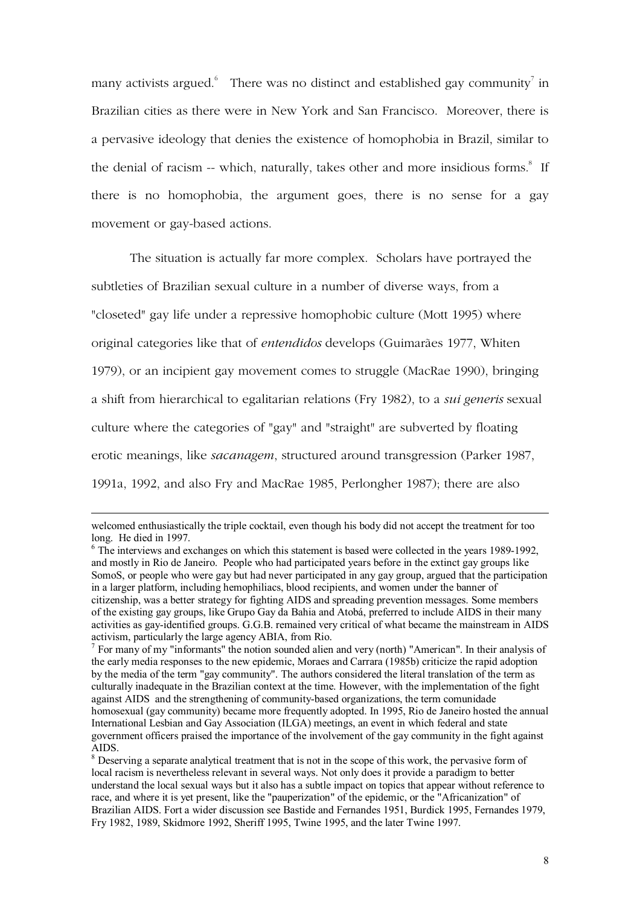many activists argued.[6] There was no distinct and established gay community[7] in Brazilian cities as there were in New York and San Francisco. Moreover, there is a pervasive ideology that denies the existence of homophobia in Brazil, similar to the denial of racism -- which, naturally, takes other and more insidious forms.[8] If there is no homophobia, the argument goes, there is no sense for a gay movement or gay-based actions.

The situation is actually far more complex. Scholars have portrayed the subtleties of Brazilian sexual culture in a number of diverse ways, from a "closeted" gay life under a repressive homophobic culture (Mott 1995) where original categories like that of *entendidos* develops (Guimarães 1977, Whiten 1979), or an incipient gay movement comes to struggle (MacRae 1990), bringing a shift from hierarchical to egalitarian relations (Fry 1982), to a *sui generis* sexual culture where the categories of "gay" and "straight" are subverted by floating erotic meanings, like *sacanagem*, structured around transgression (Parker 1987, 1991a, 1992, and also Fry and MacRae 1985, Perlongher 1987); there are also

---

welcomed enthusiastically the triple cocktail, even though his body did not accept the treatment for too long. He died in 1997.

[6] The interviews and exchanges on which this statement is based were collected in the years 1989-1992, and mostly in Rio de Janeiro. People who had participated years before in the extinct gay groups like SomoS, or people who were gay but had never participated in any gay group, argued that the participation in a larger platform, including hemophiliacs, blood recipients, and women under the banner of citizenship, was a better strategy for fighting AIDS and spreading prevention messages. Some members of the existing gay groups, like Grupo Gay da Bahia and Atobá, preferred to include AIDS in their many activities as gay-identified groups. G.G.B. remained very critical of what became the mainstream in AIDS activism, particularly the large agency ABIA, from Rio.

[7] For many of my "informants" the notion sounded alien and very (north) "American". In their analysis of the early media responses to the new epidemic, Moraes and Carrara (1985b) criticize the rapid adoption by the media of the term "gay community". The authors considered the literal translation of the term as culturally inadequate in the Brazilian context at the time. However, with the implementation of the fight against AIDS and the strengthening of community-based organizations, the term comunidade homosexual (gay community) became more frequently adopted. In 1995, Rio de Janeiro hosted the annual International Lesbian and Gay Association (ILGA) meetings, an event in which federal and state government officers praised the importance of the involvement of the gay community in the fight against AIDS.

[8] Deserving a separate analytical treatment that is not in the scope of this work, the pervasive form of local racism is nevertheless relevant in several ways. Not only does it provide a paradigm to better understand the local sexual ways but it also has a subtle impact on topics that appear without reference to race, and where it is yet present, like the "pauperization" of the epidemic, or the "Africanization" of Brazilian AIDS. Fort a wider discussion see Bastide and Fernandes 1951, Burdick 1995, Fernandes 1979, Fry 1982, 1989, Skidmore 1992, Sheriff 1995, Twine 1995, and the later Twine 1997.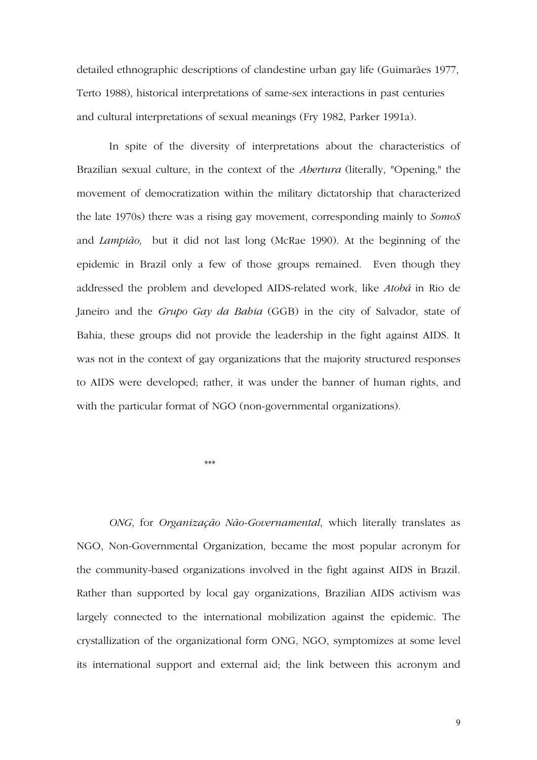detailed ethnographic descriptions of clandestine urban gay life (Guimarães 1977, Terto 1988), historical interpretations of same-sex interactions in past centuries and cultural interpretations of sexual meanings (Fry 1982, Parker 1991a).

In spite of the diversity of interpretations about the characteristics of Brazilian sexual culture, in the context of the *Abertura* (literally, "Opening," the movement of democratization within the military dictatorship that characterized the late 1970s) there was a rising gay movement, corresponding mainly to *SomoS* and *Lampião,* but it did not last long (McRae 1990). At the beginning of the epidemic in Brazil only a few of those groups remained. Even though they addressed the problem and developed AIDS-related work, like *Atobá* in Rio de Janeiro and the *Grupo Gay da Bahia* (GGB) in the city of Salvador, state of Bahia, these groups did not provide the leadership in the fight against AIDS. It was not in the context of gay organizations that the majority structured responses to AIDS were developed; rather, it was under the banner of human rights, and with the particular format of NGO (non-governmental organizations).

***

*ONG*, for *Organização Não-Governamental*, which literally translates as NGO, Non-Governmental Organization, became the most popular acronym for the community-based organizations involved in the fight against AIDS in Brazil. Rather than supported by local gay organizations, Brazilian AIDS activism was largely connected to the international mobilization against the epidemic. The crystallization of the organizational form ONG, NGO, symptomizes at some level its international support and external aid; the link between this acronym and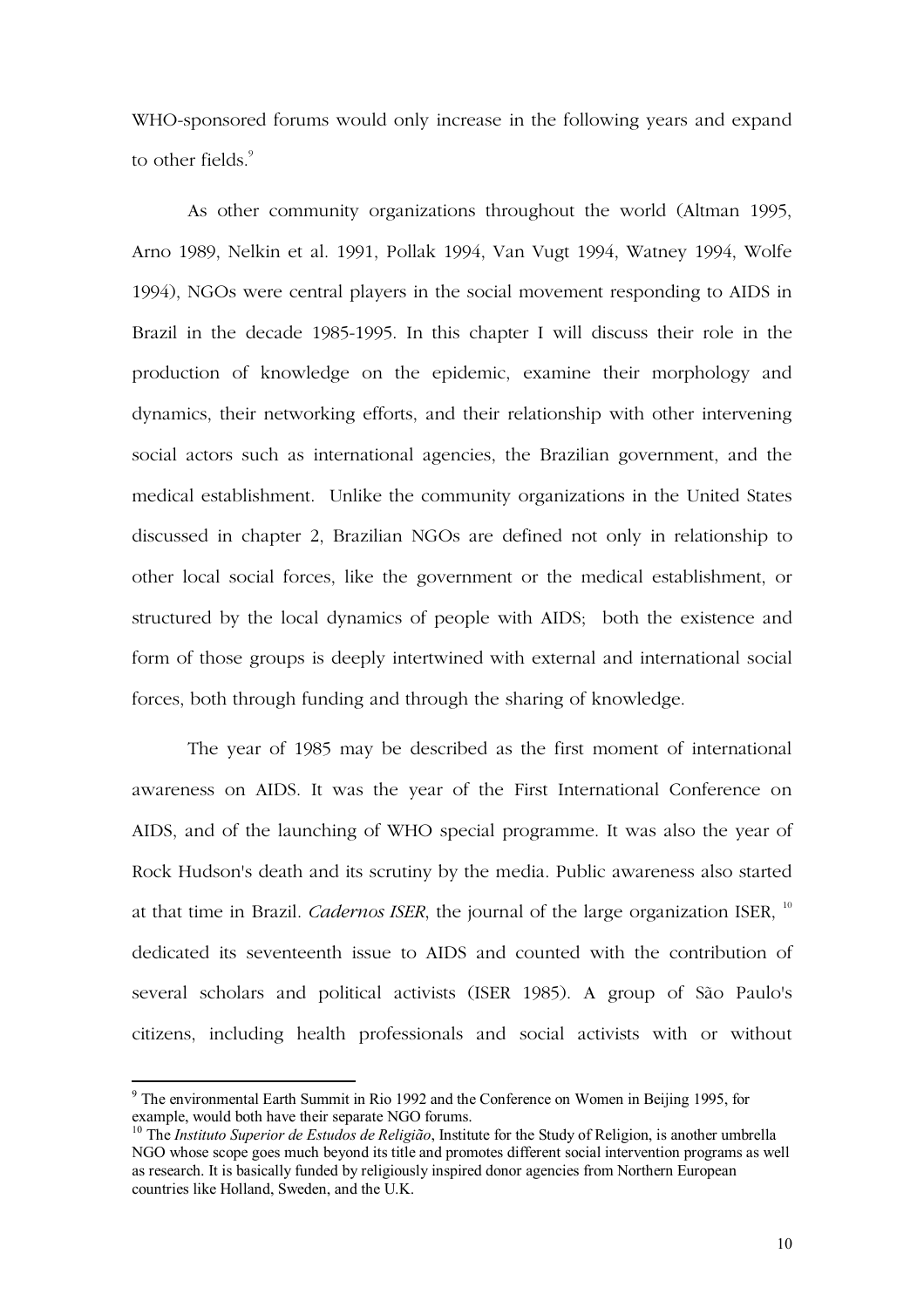WHO-sponsored forums would only increase in the following years and expand to other fields.[9]

As other community organizations throughout the world (Altman 1995, Arno 1989, Nelkin et al. 1991, Pollak 1994, Van Vugt 1994, Watney 1994, Wolfe 1994), NGOs were central players in the social movement responding to AIDS in Brazil in the decade 1985-1995. In this chapter I will discuss their role in the production of knowledge on the epidemic, examine their morphology and dynamics, their networking efforts, and their relationship with other intervening social actors such as international agencies, the Brazilian government, and the medical establishment. Unlike the community organizations in the United States discussed in chapter 2, Brazilian NGOs are defined not only in relationship to other local social forces, like the government or the medical establishment, or structured by the local dynamics of people with AIDS; both the existence and form of those groups is deeply intertwined with external and international social forces, both through funding and through the sharing of knowledge.

The year of 1985 may be described as the first moment of international awareness on AIDS. It was the year of the First International Conference on AIDS, and of the launching of WHO special programme. It was also the year of Rock Hudson's death and its scrutiny by the media. Public awareness also started at that time in Brazil. *Cadernos ISER*, the journal of the large organization ISER, [10] dedicated its seventeenth issue to AIDS and counted with the contribution of several scholars and political activists (ISER 1985). A group of São Paulo's citizens, including health professionals and social activists with or without

---

[9] The environmental Earth Summit in Rio 1992 and the Conference on Women in Beijing 1995, for example, would both have their separate NGO forums.

[10] The *Instituto Superior de Estudos de Religião*, Institute for the Study of Religion, is another umbrella NGO whose scope goes much beyond its title and promotes different social intervention programs as well as research. It is basically funded by religiously inspired donor agencies from Northern European countries like Holland, Sweden, and the U.K.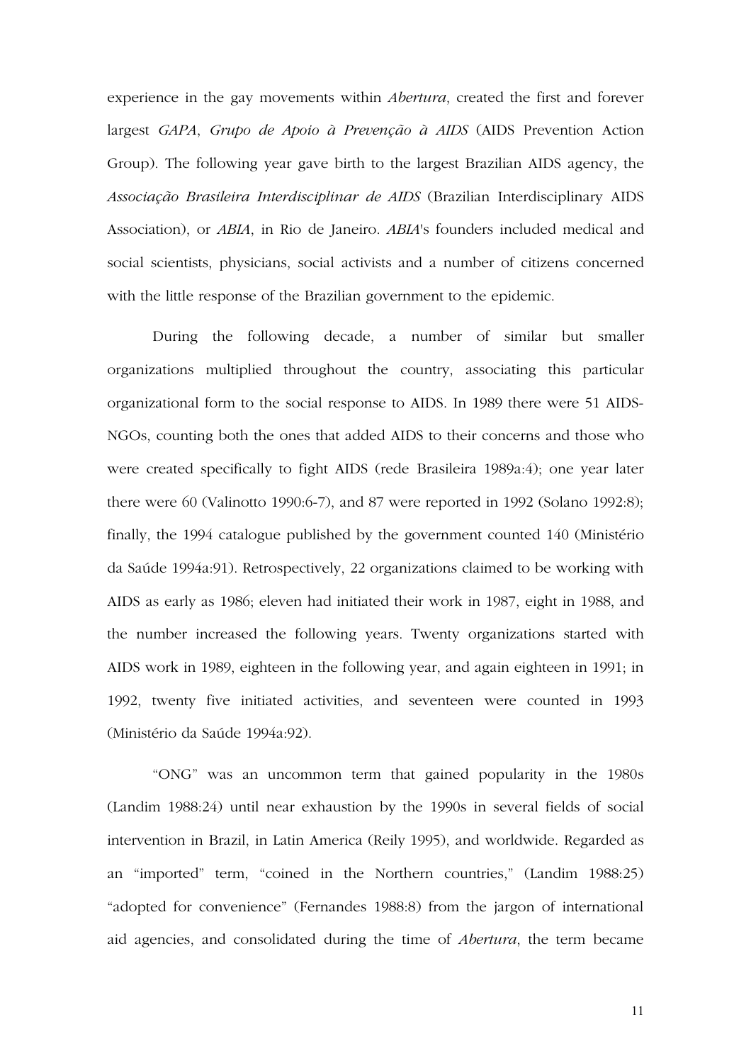experience in the gay movements within *Abertura*, created the first and forever largest *GAPA*, *Grupo de Apoio à Prevenção à AIDS* (AIDS Prevention Action Group). The following year gave birth to the largest Brazilian AIDS agency, the *Associação Brasileira Interdisciplinar de AIDS* (Brazilian Interdisciplinary AIDS Association), or *ABIA*, in Rio de Janeiro. *ABIA*'s founders included medical and social scientists, physicians, social activists and a number of citizens concerned with the little response of the Brazilian government to the epidemic.

During the following decade, a number of similar but smaller organizations multiplied throughout the country, associating this particular organizational form to the social response to AIDS. In 1989 there were 51 AIDS-NGOs, counting both the ones that added AIDS to their concerns and those who were created specifically to fight AIDS (rede Brasileira 1989a:4); one year later there were 60 (Valinotto 1990:6-7), and 87 were reported in 1992 (Solano 1992:8); finally, the 1994 catalogue published by the government counted 140 (Ministério da Saúde 1994a:91). Retrospectively, 22 organizations claimed to be working with AIDS as early as 1986; eleven had initiated their work in 1987, eight in 1988, and the number increased the following years. Twenty organizations started with AIDS work in 1989, eighteen in the following year, and again eighteen in 1991; in 1992, twenty five initiated activities, and seventeen were counted in 1993 (Ministério da Saúde 1994a:92).

"ONG" was an uncommon term that gained popularity in the 1980s (Landim 1988:24) until near exhaustion by the 1990s in several fields of social intervention in Brazil, in Latin America (Reily 1995), and worldwide. Regarded as an "imported" term, "coined in the Northern countries," (Landim 1988:25) "adopted for convenience" (Fernandes 1988:8) from the jargon of international aid agencies, and consolidated during the time of *Abertura*, the term became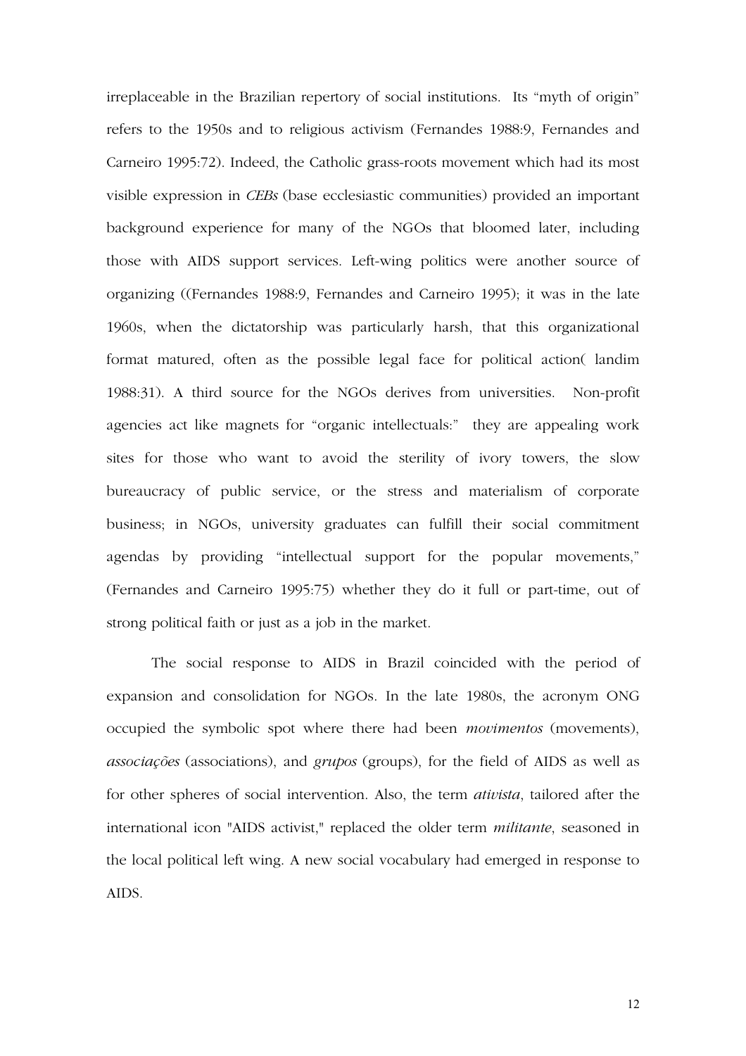irreplaceable in the Brazilian repertory of social institutions. Its "myth of origin" refers to the 1950s and to religious activism (Fernandes 1988:9, Fernandes and Carneiro 1995:72). Indeed, the Catholic grass-roots movement which had its most visible expression in *CEBs* (base ecclesiastic communities) provided an important background experience for many of the NGOs that bloomed later, including those with AIDS support services. Left-wing politics were another source of organizing ((Fernandes 1988:9, Fernandes and Carneiro 1995); it was in the late 1960s, when the dictatorship was particularly harsh, that this organizational format matured, often as the possible legal face for political action( landim 1988:31). A third source for the NGOs derives from universities. Non-profit agencies act like magnets for "organic intellectuals:" they are appealing work sites for those who want to avoid the sterility of ivory towers, the slow bureaucracy of public service, or the stress and materialism of corporate business; in NGOs, university graduates can fulfill their social commitment agendas by providing "intellectual support for the popular movements," (Fernandes and Carneiro 1995:75) whether they do it full or part-time, out of strong political faith or just as a job in the market.

The social response to AIDS in Brazil coincided with the period of expansion and consolidation for NGOs. In the late 1980s, the acronym ONG occupied the symbolic spot where there had been *movimentos* (movements), *associações* (associations), and *grupos* (groups), for the field of AIDS as well as for other spheres of social intervention. Also, the term *ativista*, tailored after the international icon "AIDS activist," replaced the older term *militante*, seasoned in the local political left wing. A new social vocabulary had emerged in response to AIDS.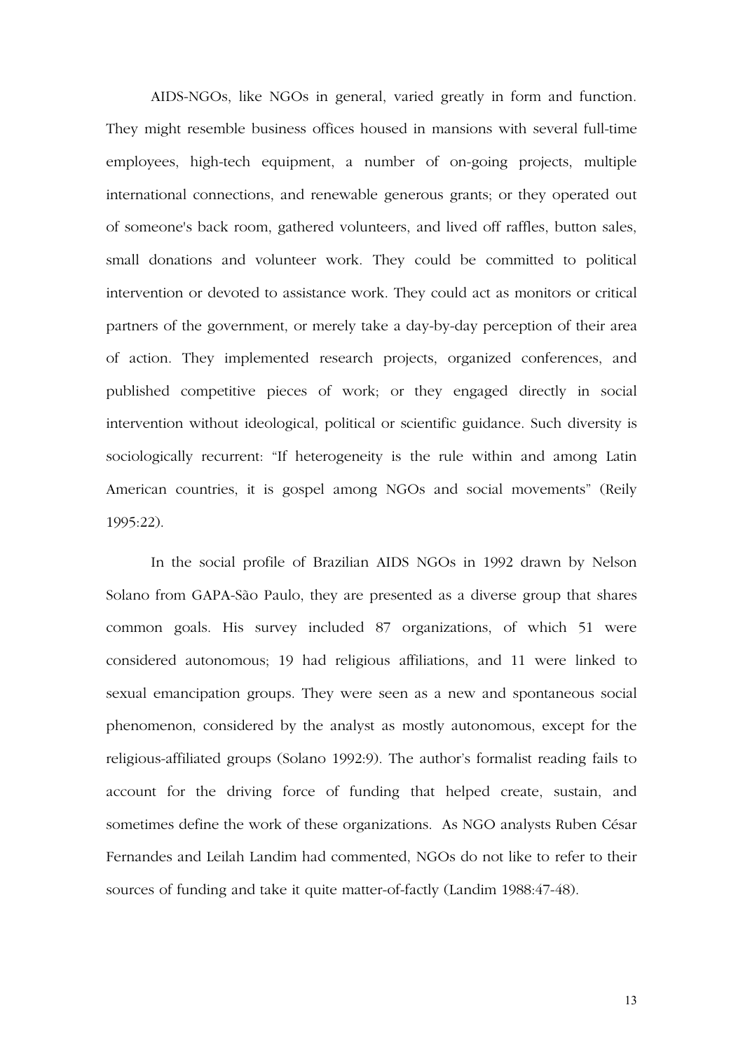AIDS-NGOs, like NGOs in general, varied greatly in form and function. They might resemble business offices housed in mansions with several full-time employees, high-tech equipment, a number of on-going projects, multiple international connections, and renewable generous grants; or they operated out of someone's back room, gathered volunteers, and lived off raffles, button sales, small donations and volunteer work. They could be committed to political intervention or devoted to assistance work. They could act as monitors or critical partners of the government, or merely take a day-by-day perception of their area of action. They implemented research projects, organized conferences, and published competitive pieces of work; or they engaged directly in social intervention without ideological, political or scientific guidance. Such diversity is sociologically recurrent: "If heterogeneity is the rule within and among Latin American countries, it is gospel among NGOs and social movements" (Reily 1995:22).

In the social profile of Brazilian AIDS NGOs in 1992 drawn by Nelson Solano from GAPA-São Paulo, they are presented as a diverse group that shares common goals. His survey included 87 organizations, of which 51 were considered autonomous; 19 had religious affiliations, and 11 were linked to sexual emancipation groups. They were seen as a new and spontaneous social phenomenon, considered by the analyst as mostly autonomous, except for the religious-affiliated groups (Solano 1992:9). The author's formalist reading fails to account for the driving force of funding that helped create, sustain, and sometimes define the work of these organizations. As NGO analysts Ruben César Fernandes and Leilah Landim had commented, NGOs do not like to refer to their sources of funding and take it quite matter-of-factly (Landim 1988:47-48).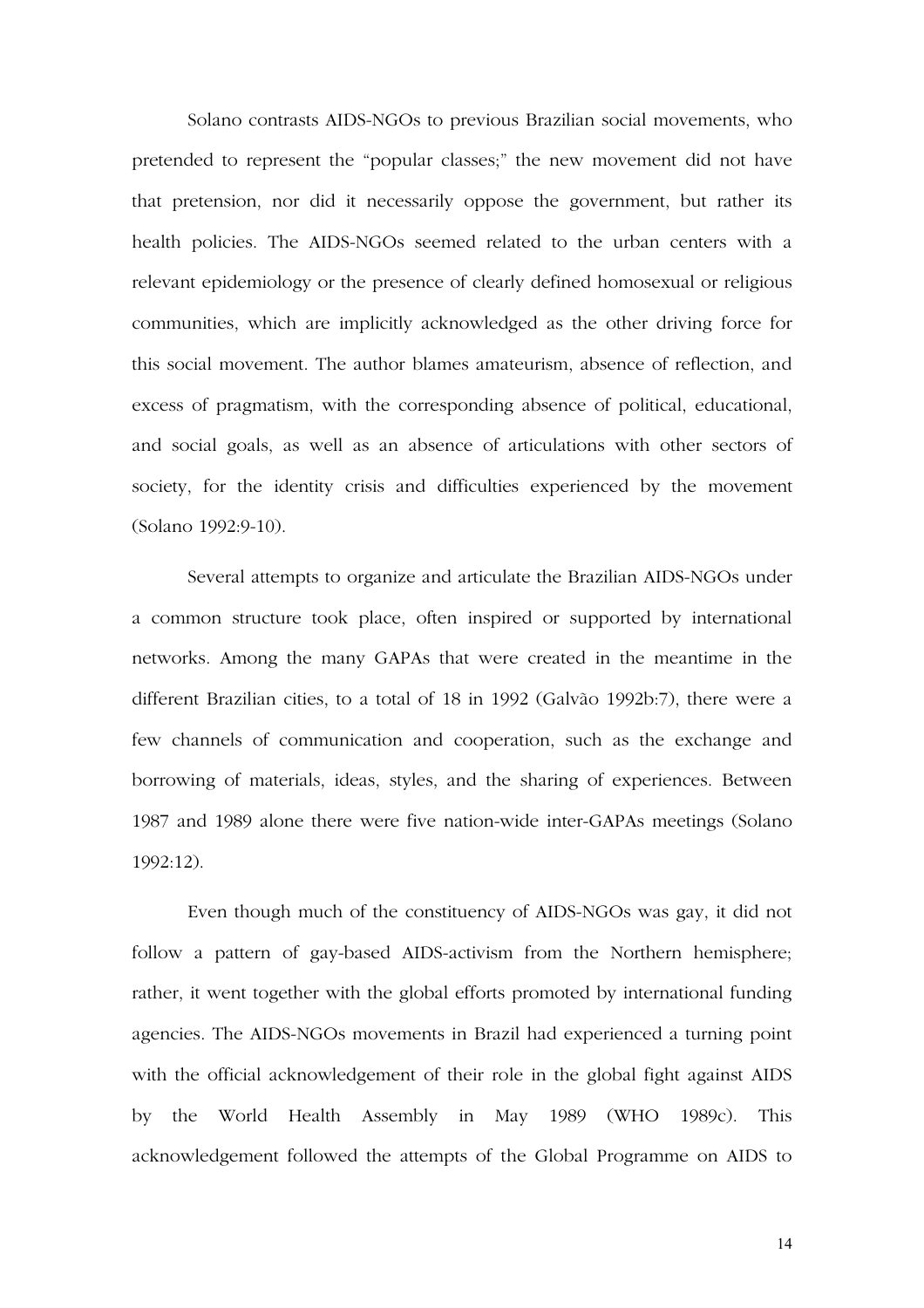Solano contrasts AIDS-NGOs to previous Brazilian social movements, who pretended to represent the "popular classes;" the new movement did not have that pretension, nor did it necessarily oppose the government, but rather its health policies. The AIDS-NGOs seemed related to the urban centers with a relevant epidemiology or the presence of clearly defined homosexual or religious communities, which are implicitly acknowledged as the other driving force for this social movement. The author blames amateurism, absence of reflection, and excess of pragmatism, with the corresponding absence of political, educational, and social goals, as well as an absence of articulations with other sectors of society, for the identity crisis and difficulties experienced by the movement (Solano 1992:9-10).

Several attempts to organize and articulate the Brazilian AIDS-NGOs under a common structure took place, often inspired or supported by international networks. Among the many GAPAs that were created in the meantime in the different Brazilian cities, to a total of 18 in 1992 (Galvão 1992b:7), there were a few channels of communication and cooperation, such as the exchange and borrowing of materials, ideas, styles, and the sharing of experiences. Between 1987 and 1989 alone there were five nation-wide inter-GAPAs meetings (Solano 1992:12).

Even though much of the constituency of AIDS-NGOs was gay, it did not follow a pattern of gay-based AIDS-activism from the Northern hemisphere; rather, it went together with the global efforts promoted by international funding agencies. The AIDS-NGOs movements in Brazil had experienced a turning point with the official acknowledgement of their role in the global fight against AIDS by the World Health Assembly in May 1989 (WHO 1989c). This acknowledgement followed the attempts of the Global Programme on AIDS to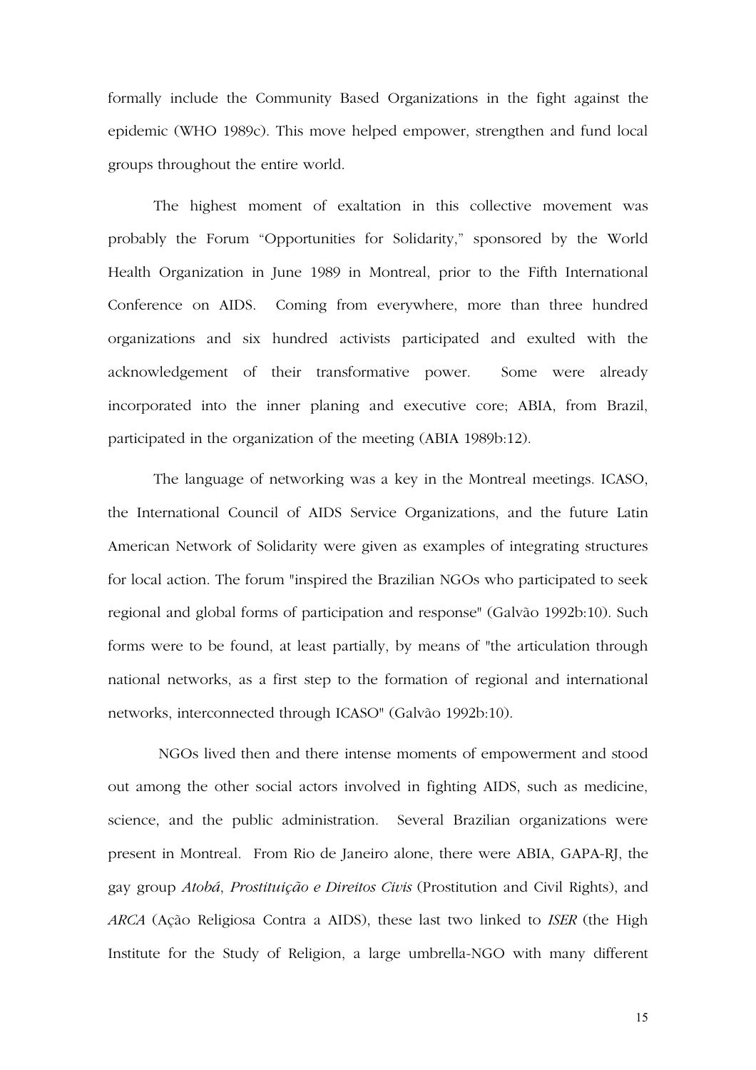formally include the Community Based Organizations in the fight against the epidemic (WHO 1989c). This move helped empower, strengthen and fund local groups throughout the entire world.

The highest moment of exaltation in this collective movement was probably the Forum "Opportunities for Solidarity," sponsored by the World Health Organization in June 1989 in Montreal, prior to the Fifth International Conference on AIDS. Coming from everywhere, more than three hundred organizations and six hundred activists participated and exulted with the acknowledgement of their transformative power. Some were already incorporated into the inner planing and executive core; ABIA, from Brazil, participated in the organization of the meeting (ABIA 1989b:12).

The language of networking was a key in the Montreal meetings. ICASO, the International Council of AIDS Service Organizations, and the future Latin American Network of Solidarity were given as examples of integrating structures for local action. The forum "inspired the Brazilian NGOs who participated to seek regional and global forms of participation and response" (Galvão 1992b:10). Such forms were to be found, at least partially, by means of "the articulation through national networks, as a first step to the formation of regional and international networks, interconnected through ICASO" (Galvão 1992b:10).

NGOs lived then and there intense moments of empowerment and stood out among the other social actors involved in fighting AIDS, such as medicine, science, and the public administration. Several Brazilian organizations were present in Montreal. From Rio de Janeiro alone, there were ABIA, GAPA-RJ, the gay group *Atobá*, *Prostituição e Direitos Civis* (Prostitution and Civil Rights), and *ARCA* (Ação Religiosa Contra a AIDS), these last two linked to *ISER* (the High Institute for the Study of Religion, a large umbrella-NGO with many different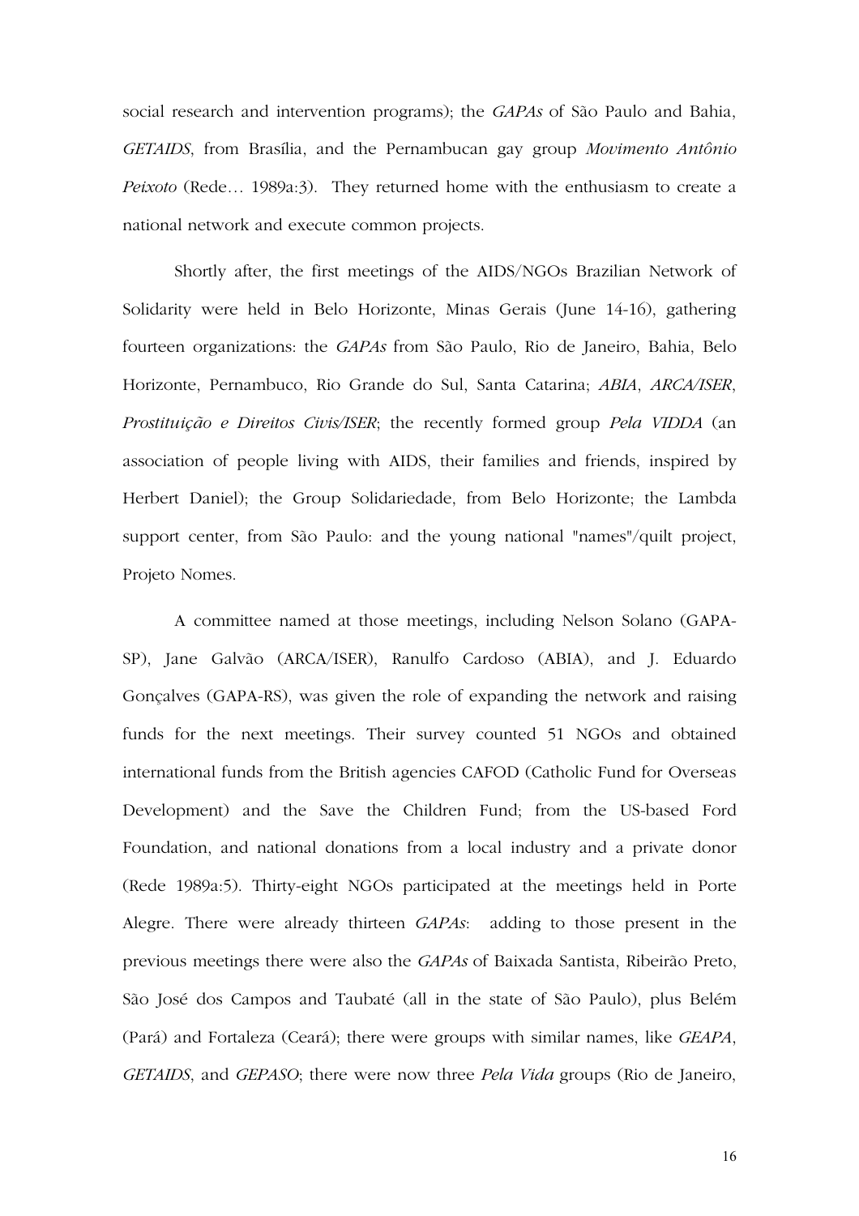social research and intervention programs); the *GAPAs* of São Paulo and Bahia, *GETAIDS*, from Brasília, and the Pernambucan gay group *Movimento Antônio Peixoto* (Rede… 1989a:3). They returned home with the enthusiasm to create a national network and execute common projects.

Shortly after, the first meetings of the AIDS/NGOs Brazilian Network of Solidarity were held in Belo Horizonte, Minas Gerais (June 14-16), gathering fourteen organizations: the *GAPAs* from São Paulo, Rio de Janeiro, Bahia, Belo Horizonte, Pernambuco, Rio Grande do Sul, Santa Catarina; *ABIA*, *ARCA/ISER*, *Prostituição e Direitos Civis/ISER*; the recently formed group *Pela VIDDA* (an association of people living with AIDS, their families and friends, inspired by Herbert Daniel); the Group Solidariedade, from Belo Horizonte; the Lambda support center, from São Paulo: and the young national "names"/quilt project, Projeto Nomes.

A committee named at those meetings, including Nelson Solano (GAPA-SP), Jane Galvão (ARCA/ISER), Ranulfo Cardoso (ABIA), and J. Eduardo Gonçalves (GAPA-RS), was given the role of expanding the network and raising funds for the next meetings. Their survey counted 51 NGOs and obtained international funds from the British agencies CAFOD (Catholic Fund for Overseas Development) and the Save the Children Fund; from the US-based Ford Foundation, and national donations from a local industry and a private donor (Rede 1989a:5). Thirty-eight NGOs participated at the meetings held in Porte Alegre. There were already thirteen *GAPAs*: adding to those present in the previous meetings there were also the *GAPAs* of Baixada Santista, Ribeirão Preto, São José dos Campos and Taubaté (all in the state of São Paulo), plus Belém (Pará) and Fortaleza (Ceará); there were groups with similar names, like *GEAPA*, *GETAIDS*, and *GEPASO*; there were now three *Pela Vida* groups (Rio de Janeiro,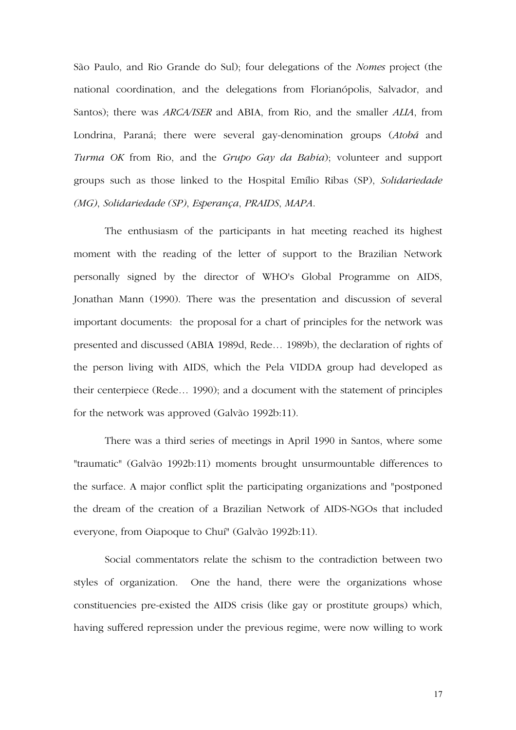São Paulo, and Rio Grande do Sul); four delegations of the *Nomes* project (the national coordination, and the delegations from Florianópolis, Salvador, and Santos); there was *ARCA/ISER* and ABIA, from Rio, and the smaller *ALIA*, from Londrina, Paraná; there were several gay-denomination groups (*Atobá* and *Turma OK* from Rio, and the *Grupo Gay da Bahia*); volunteer and support groups such as those linked to the Hospital Emílio Ribas (SP), *Solidariedade (MG)*, *Solidariedade (SP)*, *Esperança*, *PRAIDS*, *MAPA*.

The enthusiasm of the participants in hat meeting reached its highest moment with the reading of the letter of support to the Brazilian Network personally signed by the director of WHO's Global Programme on AIDS, Jonathan Mann (1990). There was the presentation and discussion of several important documents: the proposal for a chart of principles for the network was presented and discussed (ABIA 1989d, Rede… 1989b), the declaration of rights of the person living with AIDS, which the Pela VIDDA group had developed as their centerpiece (Rede… 1990); and a document with the statement of principles for the network was approved (Galvão 1992b:11).

There was a third series of meetings in April 1990 in Santos, where some "traumatic" (Galvão 1992b:11) moments brought unsurmountable differences to the surface. A major conflict split the participating organizations and "postponed the dream of the creation of a Brazilian Network of AIDS-NGOs that included everyone, from Oiapoque to Chuí" (Galvão 1992b:11).

Social commentators relate the schism to the contradiction between two styles of organization. One the hand, there were the organizations whose constituencies pre-existed the AIDS crisis (like gay or prostitute groups) which, having suffered repression under the previous regime, were now willing to work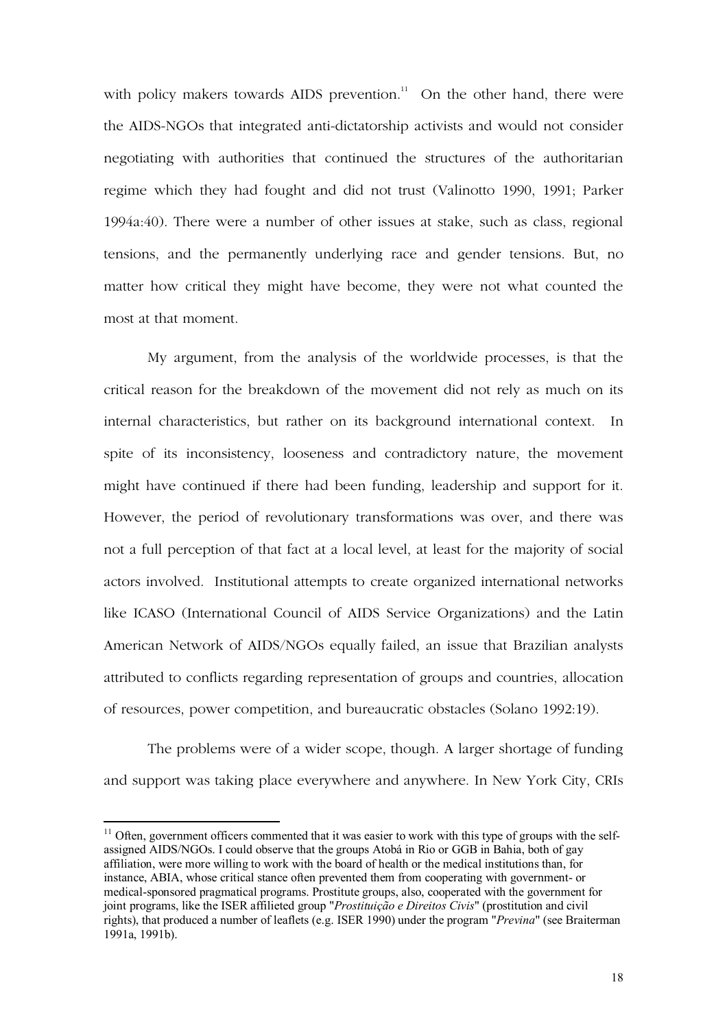with policy makers towards AIDS prevention.[11] On the other hand, there were the AIDS-NGOs that integrated anti-dictatorship activists and would not consider negotiating with authorities that continued the structures of the authoritarian regime which they had fought and did not trust (Valinotto 1990, 1991; Parker 1994a:40). There were a number of other issues at stake, such as class, regional tensions, and the permanently underlying race and gender tensions. But, no matter how critical they might have become, they were not what counted the most at that moment.

My argument, from the analysis of the worldwide processes, is that the critical reason for the breakdown of the movement did not rely as much on its internal characteristics, but rather on its background international context. In spite of its inconsistency, looseness and contradictory nature, the movement might have continued if there had been funding, leadership and support for it. However, the period of revolutionary transformations was over, and there was not a full perception of that fact at a local level, at least for the majority of social actors involved. Institutional attempts to create organized international networks like ICASO (International Council of AIDS Service Organizations) and the Latin American Network of AIDS/NGOs equally failed, an issue that Brazilian analysts attributed to conflicts regarding representation of groups and countries, allocation of resources, power competition, and bureaucratic obstacles (Solano 1992:19).

The problems were of a wider scope, though. A larger shortage of funding and support was taking place everywhere and anywhere. In New York City, CRIs

[11] Often, government officers commented that it was easier to work with this type of groups with the self-assigned AIDS/NGOs. I could observe that the groups Atobá in Rio or GGB in Bahia, both of gay affiliation, were more willing to work with the board of health or the medical institutions than, for instance, ABIA, whose critical stance often prevented them from cooperating with government- or medical-sponsored pragmatical programs. Prostitute groups, also, cooperated with the government for joint programs, like the ISER affilieted group "*Prostituição e Direitos Civis*" (prostitution and civil rights), that produced a number of leaflets (e.g. ISER 1990) under the program "*Previna*" (see Braiterman 1991a, 1991b).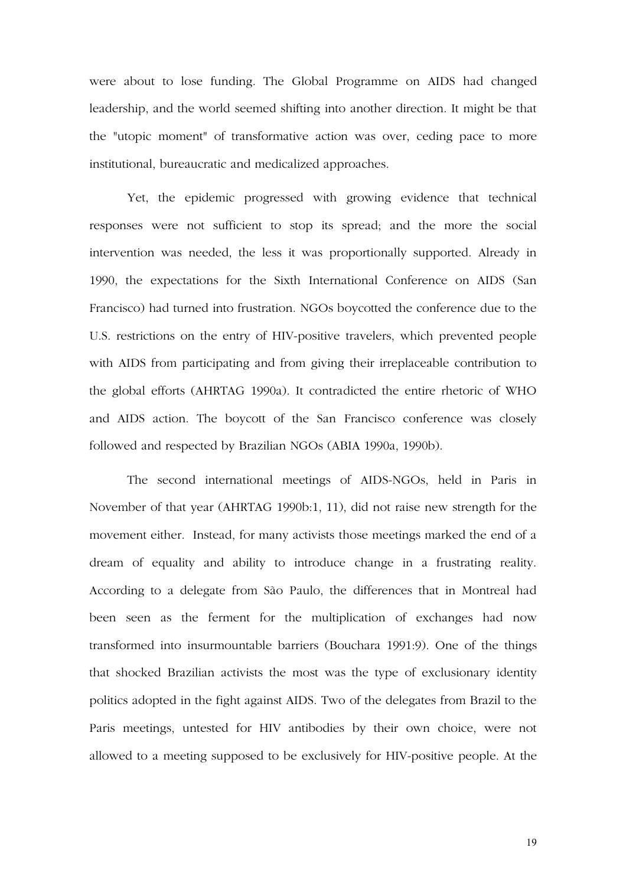were about to lose funding. The Global Programme on AIDS had changed leadership, and the world seemed shifting into another direction. It might be that the "utopic moment" of transformative action was over, ceding pace to more institutional, bureaucratic and medicalized approaches.

Yet, the epidemic progressed with growing evidence that technical responses were not sufficient to stop its spread; and the more the social intervention was needed, the less it was proportionally supported. Already in 1990, the expectations for the Sixth International Conference on AIDS (San Francisco) had turned into frustration. NGOs boycotted the conference due to the U.S. restrictions on the entry of HIV-positive travelers, which prevented people with AIDS from participating and from giving their irreplaceable contribution to the global efforts (AHRTAG 1990a). It contradicted the entire rhetoric of WHO and AIDS action. The boycott of the San Francisco conference was closely followed and respected by Brazilian NGOs (ABIA 1990a, 1990b).

The second international meetings of AIDS-NGOs, held in Paris in November of that year (AHRTAG 1990b:1, 11), did not raise new strength for the movement either. Instead, for many activists those meetings marked the end of a dream of equality and ability to introduce change in a frustrating reality. According to a delegate from São Paulo, the differences that in Montreal had been seen as the ferment for the multiplication of exchanges had now transformed into insurmountable barriers (Bouchara 1991:9). One of the things that shocked Brazilian activists the most was the type of exclusionary identity politics adopted in the fight against AIDS. Two of the delegates from Brazil to the Paris meetings, untested for HIV antibodies by their own choice, were not allowed to a meeting supposed to be exclusively for HIV-positive people. At the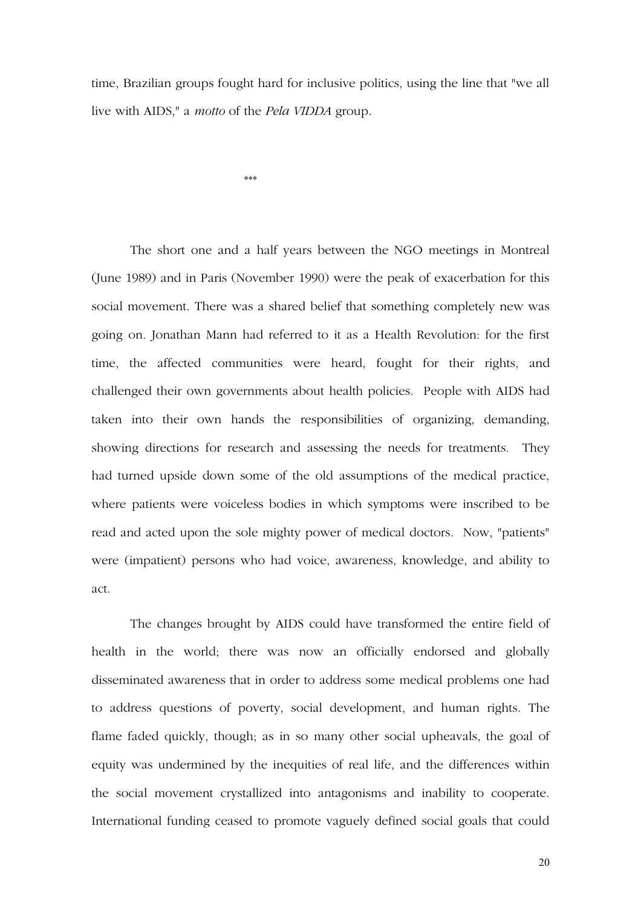time, Brazilian groups fought hard for inclusive politics, using the line that "we all live with AIDS," a *motto* of the *Pela VIDDA* group.

\*\*\*

The short one and a half years between the NGO meetings in Montreal (June 1989) and in Paris (November 1990) were the peak of exacerbation for this social movement. There was a shared belief that something completely new was going on. Jonathan Mann had referred to it as a Health Revolution: for the first time, the affected communities were heard, fought for their rights, and challenged their own governments about health policies. People with AIDS had taken into their own hands the responsibilities of organizing, demanding, showing directions for research and assessing the needs for treatments. They had turned upside down some of the old assumptions of the medical practice, where patients were voiceless bodies in which symptoms were inscribed to be read and acted upon the sole mighty power of medical doctors. Now, "patients" were (impatient) persons who had voice, awareness, knowledge, and ability to act.

The changes brought by AIDS could have transformed the entire field of health in the world; there was now an officially endorsed and globally disseminated awareness that in order to address some medical problems one had to address questions of poverty, social development, and human rights. The flame faded quickly, though; as in so many other social upheavals, the goal of equity was undermined by the inequities of real life, and the differences within the social movement crystallized into antagonisms and inability to cooperate. International funding ceased to promote vaguely defined social goals that could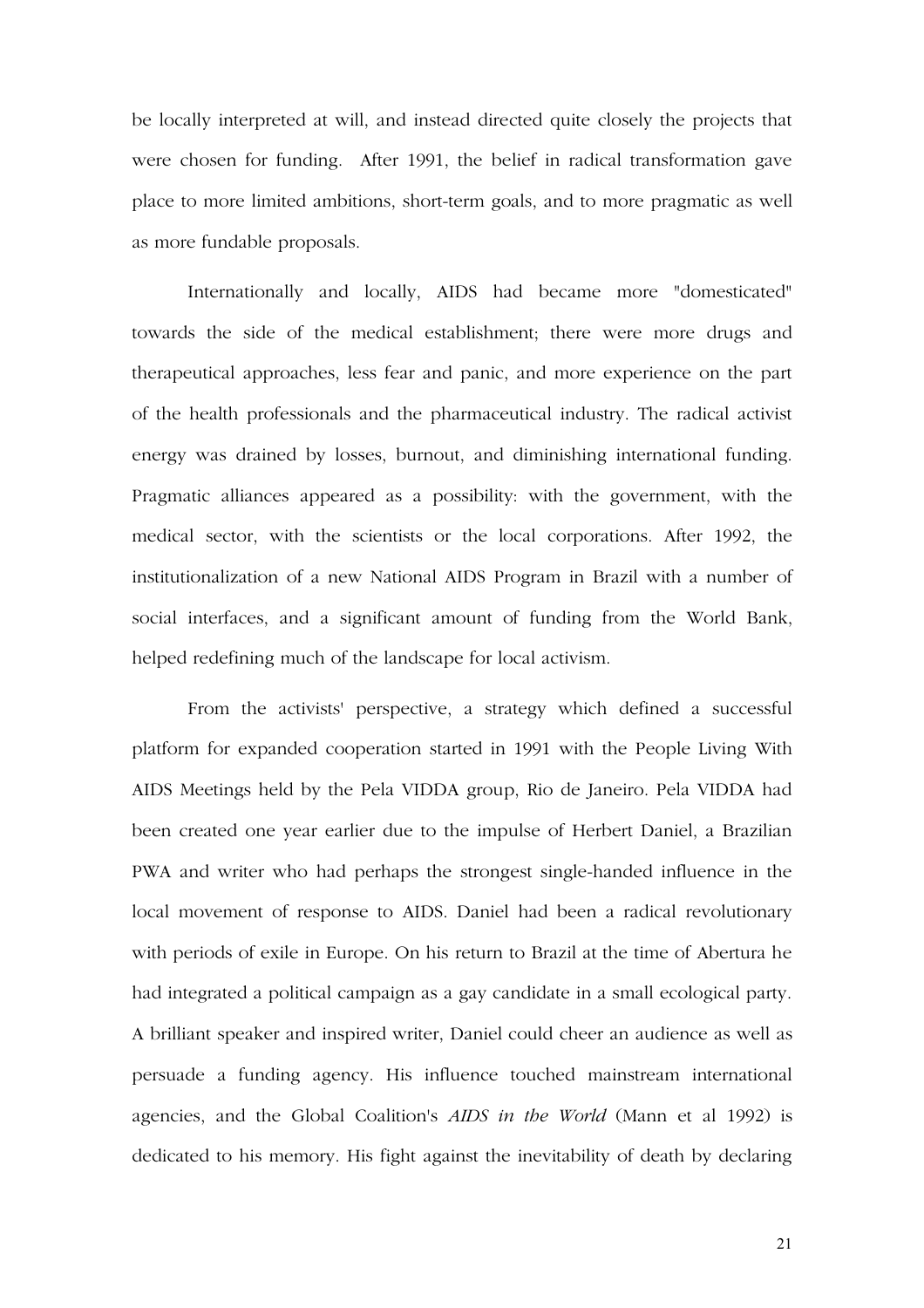be locally interpreted at will, and instead directed quite closely the projects that were chosen for funding. After 1991, the belief in radical transformation gave place to more limited ambitions, short-term goals, and to more pragmatic as well as more fundable proposals.

Internationally and locally, AIDS had became more "domesticated" towards the side of the medical establishment; there were more drugs and therapeutical approaches, less fear and panic, and more experience on the part of the health professionals and the pharmaceutical industry. The radical activist energy was drained by losses, burnout, and diminishing international funding. Pragmatic alliances appeared as a possibility: with the government, with the medical sector, with the scientists or the local corporations. After 1992, the institutionalization of a new National AIDS Program in Brazil with a number of social interfaces, and a significant amount of funding from the World Bank, helped redefining much of the landscape for local activism.

From the activists' perspective, a strategy which defined a successful platform for expanded cooperation started in 1991 with the People Living With AIDS Meetings held by the Pela VIDDA group, Rio de Janeiro. Pela VIDDA had been created one year earlier due to the impulse of Herbert Daniel, a Brazilian PWA and writer who had perhaps the strongest single-handed influence in the local movement of response to AIDS. Daniel had been a radical revolutionary with periods of exile in Europe. On his return to Brazil at the time of Abertura he had integrated a political campaign as a gay candidate in a small ecological party. A brilliant speaker and inspired writer, Daniel could cheer an audience as well as persuade a funding agency. His influence touched mainstream international agencies, and the Global Coalition's *AIDS in the World* (Mann et al 1992) is dedicated to his memory. His fight against the inevitability of death by declaring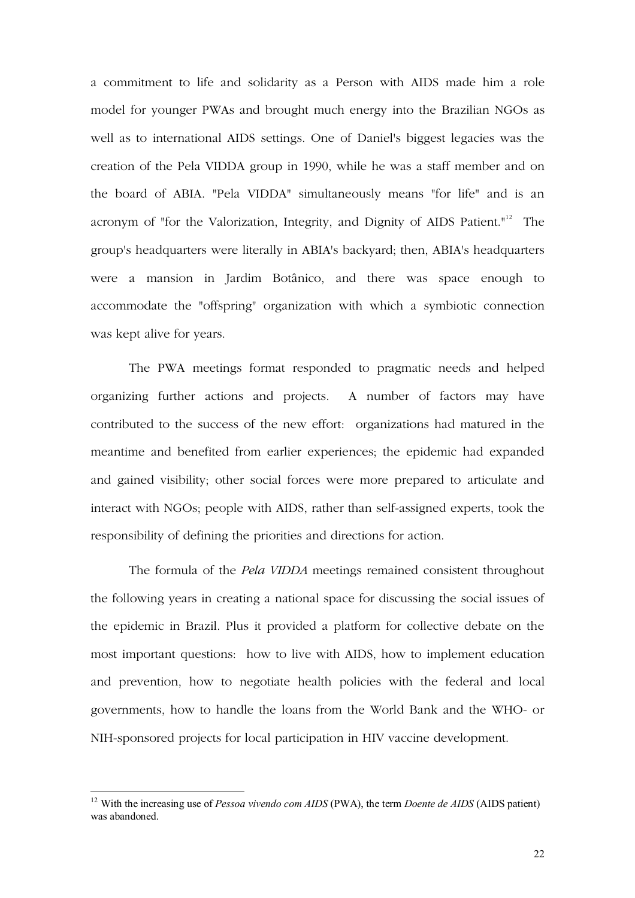a commitment to life and solidarity as a Person with AIDS made him a role model for younger PWAs and brought much energy into the Brazilian NGOs as well as to international AIDS settings. One of Daniel's biggest legacies was the creation of the Pela VIDDA group in 1990, while he was a staff member and on the board of ABIA. "Pela VIDDA" simultaneously means "for life" and is an acronym of "for the Valorization, Integrity, and Dignity of AIDS Patient."[12] The group's headquarters were literally in ABIA's backyard; then, ABIA's headquarters were a mansion in Jardim Botânico, and there was space enough to accommodate the "offspring" organization with which a symbiotic connection was kept alive for years.

The PWA meetings format responded to pragmatic needs and helped organizing further actions and projects. A number of factors may have contributed to the success of the new effort: organizations had matured in the meantime and benefited from earlier experiences; the epidemic had expanded and gained visibility; other social forces were more prepared to articulate and interact with NGOs; people with AIDS, rather than self-assigned experts, took the responsibility of defining the priorities and directions for action.

The formula of the *Pela VIDDA* meetings remained consistent throughout the following years in creating a national space for discussing the social issues of the epidemic in Brazil. Plus it provided a platform for collective debate on the most important questions: how to live with AIDS, how to implement education and prevention, how to negotiate health policies with the federal and local governments, how to handle the loans from the World Bank and the WHO- or NIH-sponsored projects for local participation in HIV vaccine development.

---

[12] With the increasing use of *Pessoa vivendo com AIDS* (PWA), the term *Doente de AIDS* (AIDS patient) was abandoned.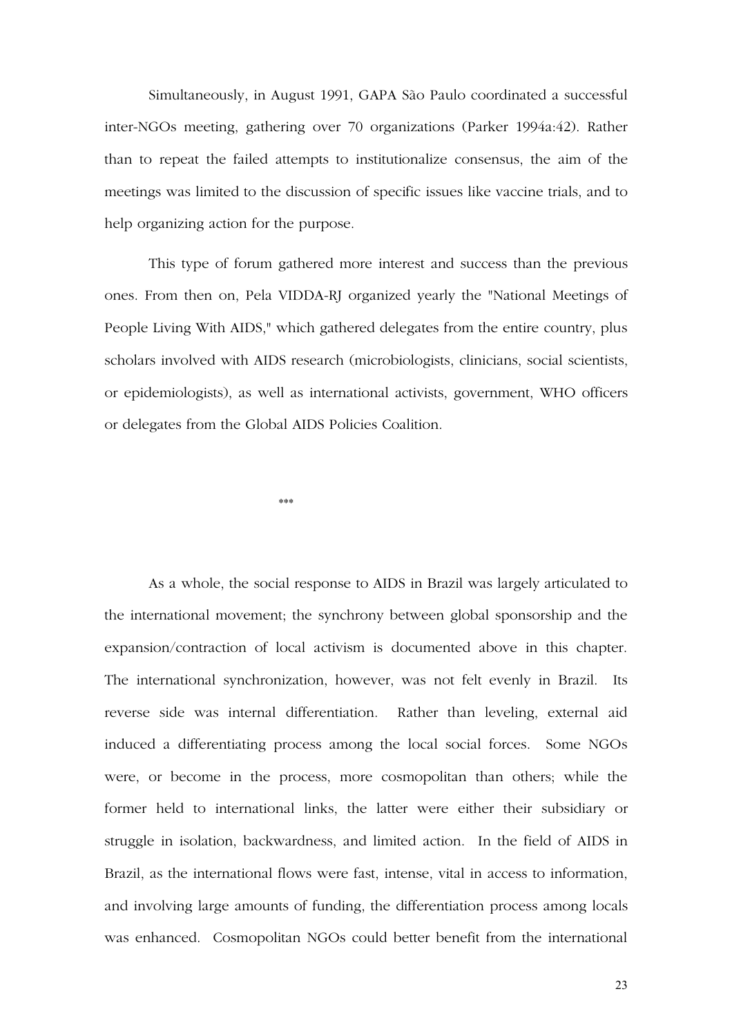Simultaneously, in August 1991, GAPA São Paulo coordinated a successful inter-NGOs meeting, gathering over 70 organizations (Parker 1994a:42). Rather than to repeat the failed attempts to institutionalize consensus, the aim of the meetings was limited to the discussion of specific issues like vaccine trials, and to help organizing action for the purpose.

This type of forum gathered more interest and success than the previous ones. From then on, Pela VIDDA-RJ organized yearly the "National Meetings of People Living With AIDS," which gathered delegates from the entire country, plus scholars involved with AIDS research (microbiologists, clinicians, social scientists, or epidemiologists), as well as international activists, government, WHO officers or delegates from the Global AIDS Policies Coalition.

***

As a whole, the social response to AIDS in Brazil was largely articulated to the international movement; the synchrony between global sponsorship and the expansion/contraction of local activism is documented above in this chapter. The international synchronization, however, was not felt evenly in Brazil. Its reverse side was internal differentiation. Rather than leveling, external aid induced a differentiating process among the local social forces. Some NGOs were, or become in the process, more cosmopolitan than others; while the former held to international links, the latter were either their subsidiary or struggle in isolation, backwardness, and limited action. In the field of AIDS in Brazil, as the international flows were fast, intense, vital in access to information, and involving large amounts of funding, the differentiation process among locals was enhanced. Cosmopolitan NGOs could better benefit from the international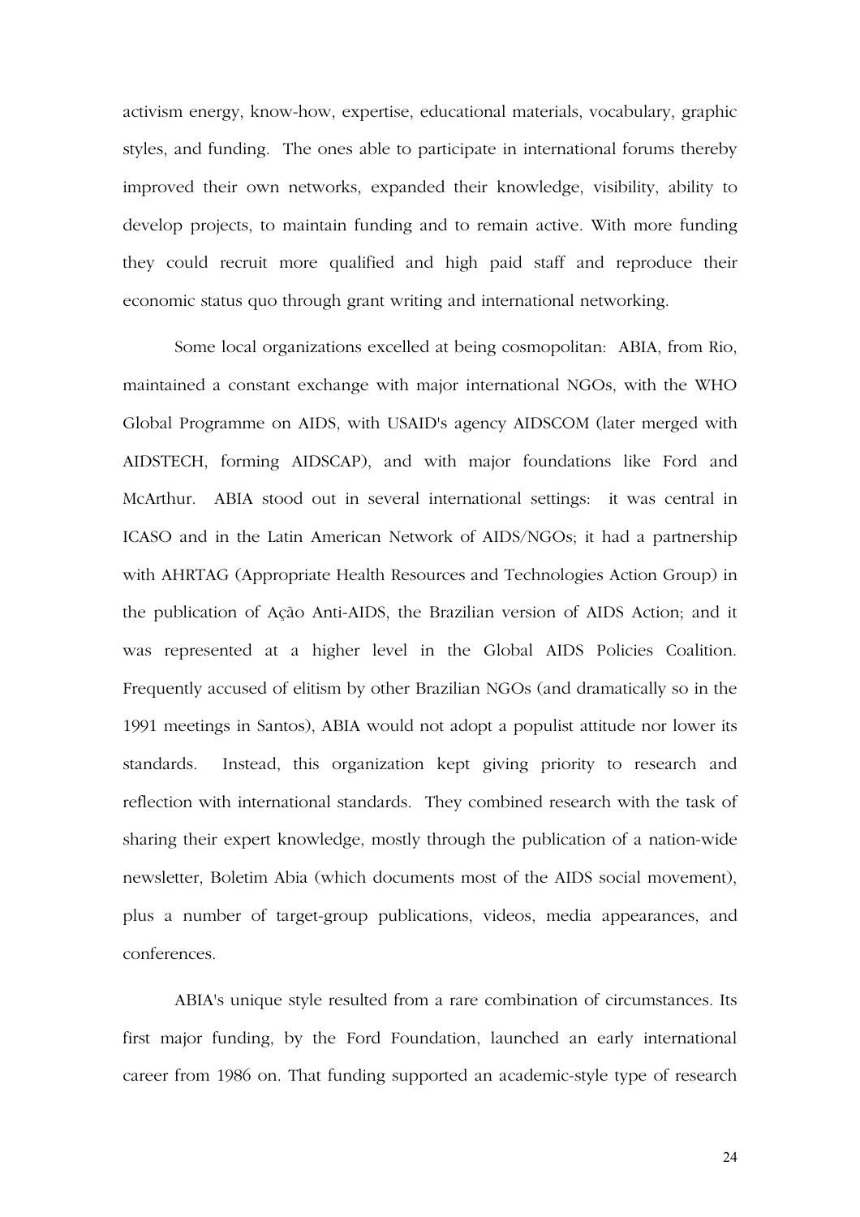activism energy, know-how, expertise, educational materials, vocabulary, graphic styles, and funding. The ones able to participate in international forums thereby improved their own networks, expanded their knowledge, visibility, ability to develop projects, to maintain funding and to remain active. With more funding they could recruit more qualified and high paid staff and reproduce their economic status quo through grant writing and international networking.

Some local organizations excelled at being cosmopolitan: ABIA, from Rio, maintained a constant exchange with major international NGOs, with the WHO Global Programme on AIDS, with USAID's agency AIDSCOM (later merged with AIDSTECH, forming AIDSCAP), and with major foundations like Ford and McArthur. ABIA stood out in several international settings: it was central in ICASO and in the Latin American Network of AIDS/NGOs; it had a partnership with AHRTAG (Appropriate Health Resources and Technologies Action Group) in the publication of Ação Anti-AIDS, the Brazilian version of AIDS Action; and it was represented at a higher level in the Global AIDS Policies Coalition. Frequently accused of elitism by other Brazilian NGOs (and dramatically so in the 1991 meetings in Santos), ABIA would not adopt a populist attitude nor lower its standards. Instead, this organization kept giving priority to research and reflection with international standards. They combined research with the task of sharing their expert knowledge, mostly through the publication of a nation-wide newsletter, Boletim Abia (which documents most of the AIDS social movement), plus a number of target-group publications, videos, media appearances, and conferences.

ABIA's unique style resulted from a rare combination of circumstances. Its first major funding, by the Ford Foundation, launched an early international career from 1986 on. That funding supported an academic-style type of research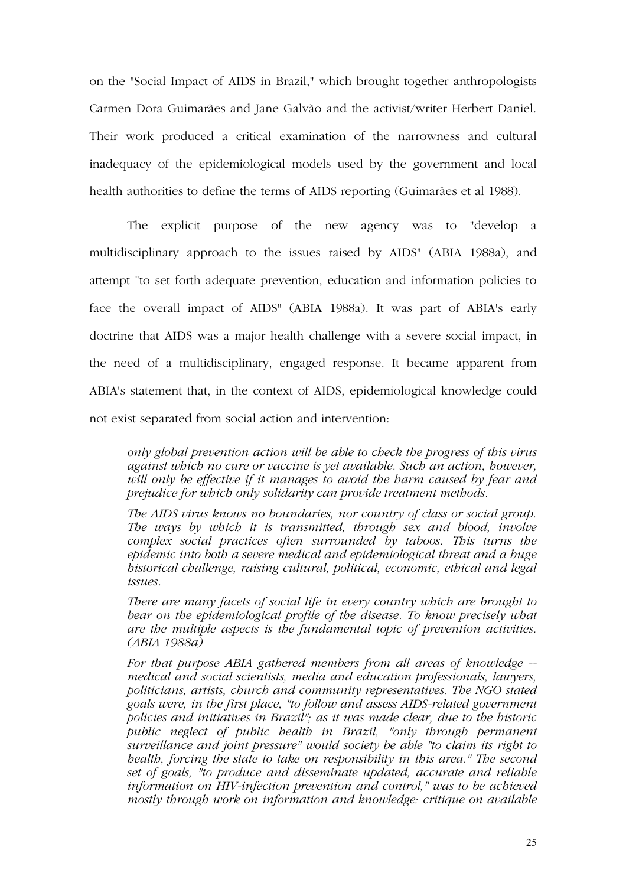on the "Social Impact of AIDS in Brazil," which brought together anthropologists Carmen Dora Guimarães and Jane Galvão and the activist/writer Herbert Daniel. Their work produced a critical examination of the narrowness and cultural inadequacy of the epidemiological models used by the government and local health authorities to define the terms of AIDS reporting (Guimarães et al 1988).

The explicit purpose of the new agency was to "develop a multidisciplinary approach to the issues raised by AIDS" (ABIA 1988a), and attempt "to set forth adequate prevention, education and information policies to face the overall impact of AIDS" (ABIA 1988a). It was part of ABIA's early doctrine that AIDS was a major health challenge with a severe social impact, in the need of a multidisciplinary, engaged response. It became apparent from ABIA's statement that, in the context of AIDS, epidemiological knowledge could not exist separated from social action and intervention:

> *only global prevention action will be able to check the progress of this virus against which no cure or vaccine is yet available. Such an action, however, will only be effective if it manages to avoid the harm caused by fear and prejudice for which only solidarity can provide treatment methods.*
>
> *The AIDS virus knows no boundaries, nor country of class or social group. The ways by which it is transmitted, through sex and blood, involve complex social practices often surrounded by taboos. This turns the epidemic into both a severe medical and epidemiological threat and a huge historical challenge, raising cultural, political, economic, ethical and legal issues.*
>
> *There are many facets of social life in every country which are brought to bear on the epidemiological profile of the disease. To know precisely what are the multiple aspects is the fundamental topic of prevention activities. (ABIA 1988a)*
>
> *For that purpose ABIA gathered members from all areas of knowledge -- medical and social scientists, media and education professionals, lawyers, politicians, artists, church and community representatives. The NGO stated goals were, in the first place, "to follow and assess AIDS-related government policies and initiatives in Brazil"; as it was made clear, due to the historic public neglect of public health in Brazil, "only through permanent surveillance and joint pressure" would society be able "to claim its right to health, forcing the state to take on responsibility in this area." The second set of goals, "to produce and disseminate updated, accurate and reliable information on HIV-infection prevention and control," was to be achieved mostly through work on information and knowledge: critique on available*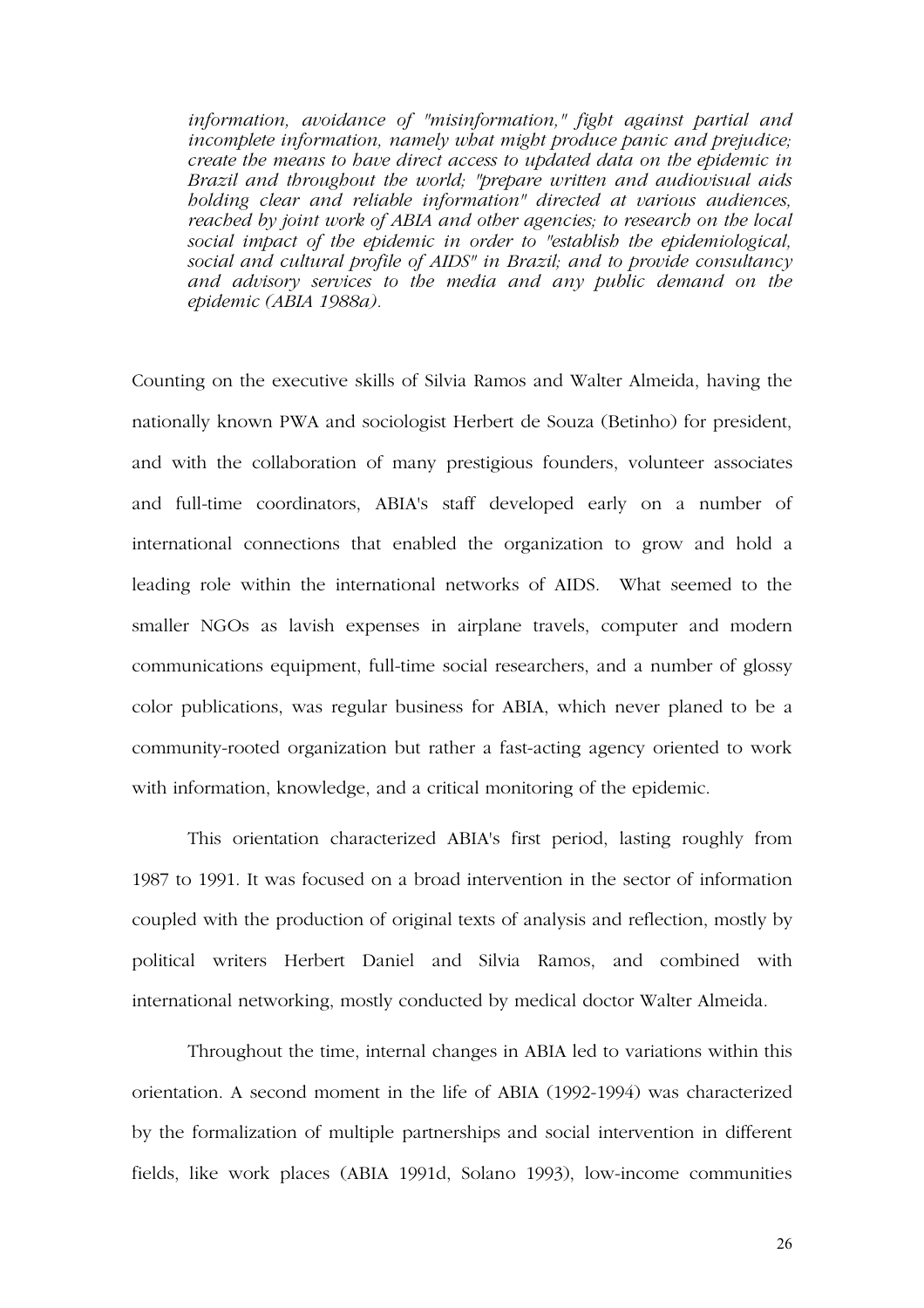*information, avoidance of "misinformation," fight against partial and incomplete information, namely what might produce panic and prejudice; create the means to have direct access to updated data on the epidemic in Brazil and throughout the world; "prepare written and audiovisual aids holding clear and reliable information" directed at various audiences, reached by joint work of ABIA and other agencies; to research on the local social impact of the epidemic in order to "establish the epidemiological, social and cultural profile of AIDS" in Brazil; and to provide consultancy and advisory services to the media and any public demand on the epidemic (ABIA 1988a).*

Counting on the executive skills of Silvia Ramos and Walter Almeida, having the nationally known PWA and sociologist Herbert de Souza (Betinho) for president, and with the collaboration of many prestigious founders, volunteer associates and full-time coordinators, ABIA's staff developed early on a number of international connections that enabled the organization to grow and hold a leading role within the international networks of AIDS. What seemed to the smaller NGOs as lavish expenses in airplane travels, computer and modern communications equipment, full-time social researchers, and a number of glossy color publications, was regular business for ABIA, which never planed to be a community-rooted organization but rather a fast-acting agency oriented to work with information, knowledge, and a critical monitoring of the epidemic.

This orientation characterized ABIA's first period, lasting roughly from 1987 to 1991. It was focused on a broad intervention in the sector of information coupled with the production of original texts of analysis and reflection, mostly by political writers Herbert Daniel and Silvia Ramos, and combined with international networking, mostly conducted by medical doctor Walter Almeida.

Throughout the time, internal changes in ABIA led to variations within this orientation. A second moment in the life of ABIA (1992-1994) was characterized by the formalization of multiple partnerships and social intervention in different fields, like work places (ABIA 1991d, Solano 1993), low-income communities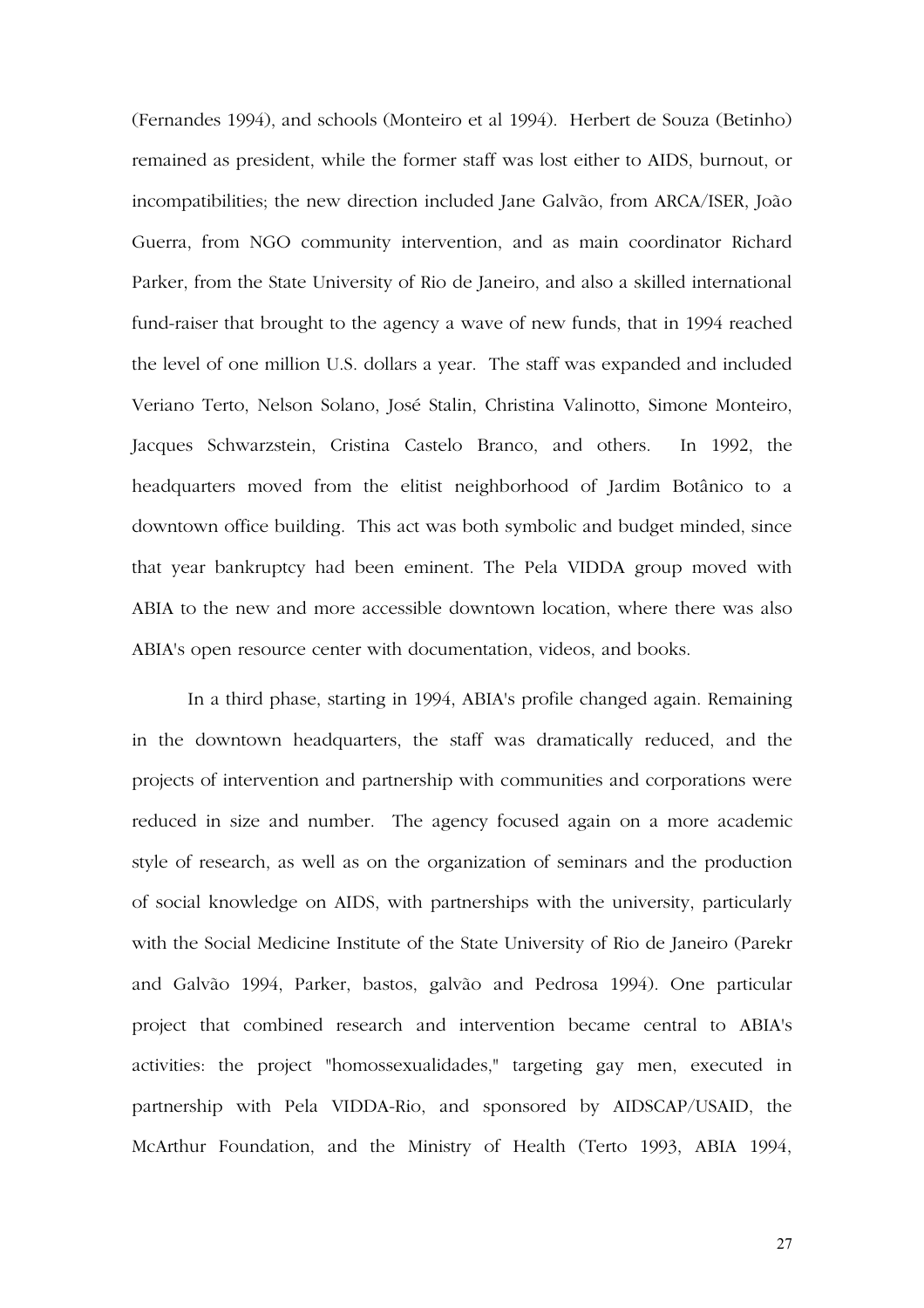(Fernandes 1994), and schools (Monteiro et al 1994). Herbert de Souza (Betinho) remained as president, while the former staff was lost either to AIDS, burnout, or incompatibilities; the new direction included Jane Galvão, from ARCA/ISER, João Guerra, from NGO community intervention, and as main coordinator Richard Parker, from the State University of Rio de Janeiro, and also a skilled international fund-raiser that brought to the agency a wave of new funds, that in 1994 reached the level of one million U.S. dollars a year. The staff was expanded and included Veriano Terto, Nelson Solano, José Stalin, Christina Valinotto, Simone Monteiro, Jacques Schwarzstein, Cristina Castelo Branco, and others. In 1992, the headquarters moved from the elitist neighborhood of Jardim Botânico to a downtown office building. This act was both symbolic and budget minded, since that year bankruptcy had been eminent. The Pela VIDDA group moved with ABIA to the new and more accessible downtown location, where there was also ABIA's open resource center with documentation, videos, and books.

In a third phase, starting in 1994, ABIA's profile changed again. Remaining in the downtown headquarters, the staff was dramatically reduced, and the projects of intervention and partnership with communities and corporations were reduced in size and number. The agency focused again on a more academic style of research, as well as on the organization of seminars and the production of social knowledge on AIDS, with partnerships with the university, particularly with the Social Medicine Institute of the State University of Rio de Janeiro (Parekr and Galvão 1994, Parker, bastos, galvão and Pedrosa 1994). One particular project that combined research and intervention became central to ABIA's activities: the project "homossexualidades," targeting gay men, executed in partnership with Pela VIDDA-Rio, and sponsored by AIDSCAP/USAID, the McArthur Foundation, and the Ministry of Health (Terto 1993, ABIA 1994,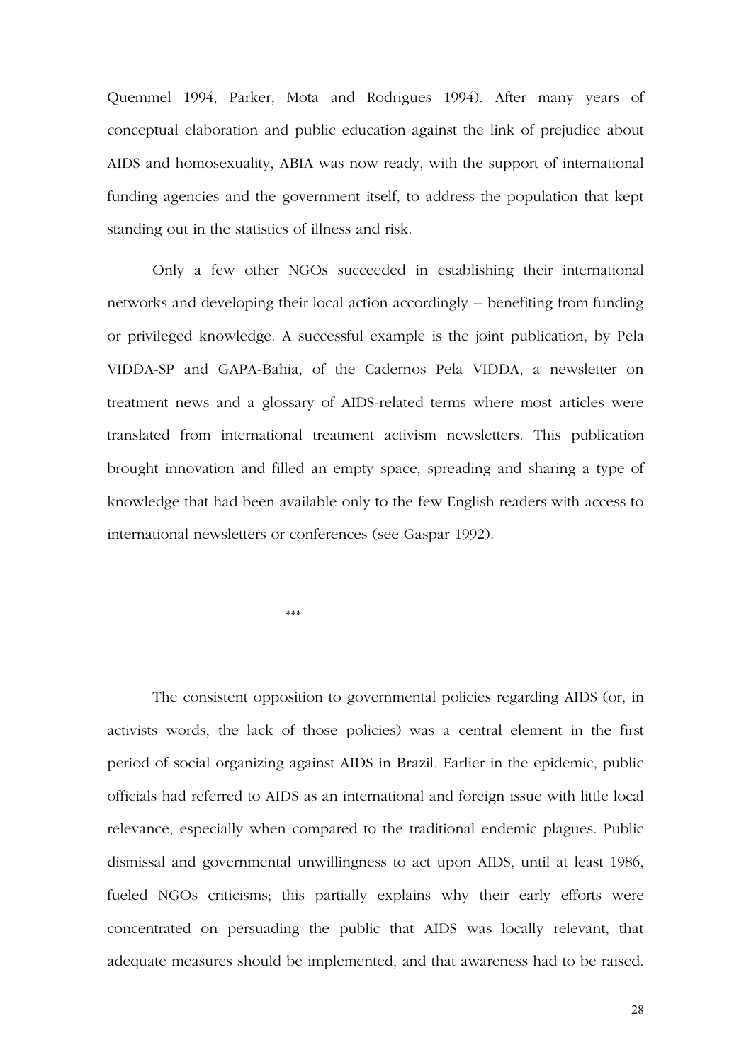Quemmel 1994, Parker, Mota and Rodrigues 1994). After many years of conceptual elaboration and public education against the link of prejudice about AIDS and homosexuality, ABIA was now ready, with the support of international funding agencies and the government itself, to address the population that kept standing out in the statistics of illness and risk.

Only a few other NGOs succeeded in establishing their international networks and developing their local action accordingly -- benefiting from funding or privileged knowledge. A successful example is the joint publication, by Pela VIDDA-SP and GAPA-Bahia, of the Cadernos Pela VIDDA, a newsletter on treatment news and a glossary of AIDS-related terms where most articles were translated from international treatment activism newsletters. This publication brought innovation and filled an empty space, spreading and sharing a type of knowledge that had been available only to the few English readers with access to international newsletters or conferences (see Gaspar 1992).

***

The consistent opposition to governmental policies regarding AIDS (or, in activists words, the lack of those policies) was a central element in the first period of social organizing against AIDS in Brazil. Earlier in the epidemic, public officials had referred to AIDS as an international and foreign issue with little local relevance, especially when compared to the traditional endemic plagues. Public dismissal and governmental unwillingness to act upon AIDS, until at least 1986, fueled NGOs criticisms; this partially explains why their early efforts were concentrated on persuading the public that AIDS was locally relevant, that adequate measures should be implemented, and that awareness had to be raised.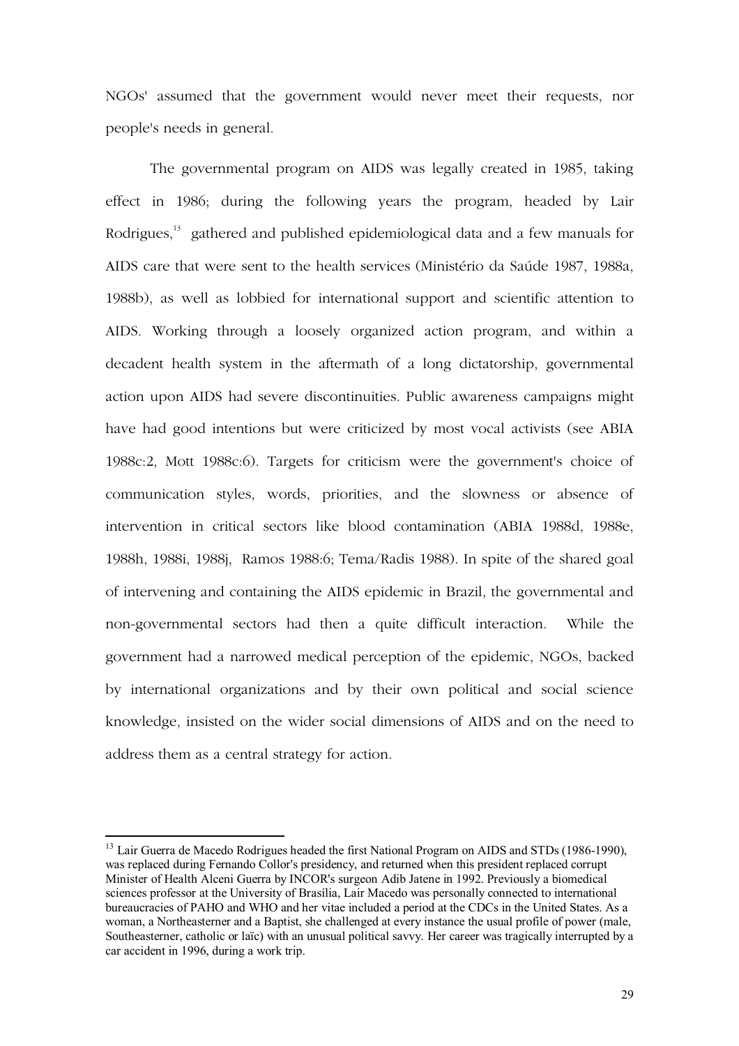NGOs' assumed that the government would never meet their requests, nor people's needs in general.

The governmental program on AIDS was legally created in 1985, taking effect in 1986; during the following years the program, headed by Lair Rodrigues,[13] gathered and published epidemiological data and a few manuals for AIDS care that were sent to the health services (Ministério da Saúde 1987, 1988a, 1988b), as well as lobbied for international support and scientific attention to AIDS. Working through a loosely organized action program, and within a decadent health system in the aftermath of a long dictatorship, governmental action upon AIDS had severe discontinuities. Public awareness campaigns might have had good intentions but were criticized by most vocal activists (see ABIA 1988c:2, Mott 1988c:6). Targets for criticism were the government's choice of communication styles, words, priorities, and the slowness or absence of intervention in critical sectors like blood contamination (ABIA 1988d, 1988e, 1988h, 1988i, 1988j, Ramos 1988:6; Tema/Radis 1988). In spite of the shared goal of intervening and containing the AIDS epidemic in Brazil, the governmental and non-governmental sectors had then a quite difficult interaction. While the government had a narrowed medical perception of the epidemic, NGOs, backed by international organizations and by their own political and social science knowledge, insisted on the wider social dimensions of AIDS and on the need to address them as a central strategy for action.

---

[13] Lair Guerra de Macedo Rodrigues headed the first National Program on AIDS and STDs (1986-1990), was replaced during Fernando Collor's presidency, and returned when this president replaced corrupt Minister of Health Alceni Guerra by INCOR's surgeon Adib Jatene in 1992. Previously a biomedical sciences professor at the University of Brasília, Lair Macedo was personally connected to international bureaucracies of PAHO and WHO and her vitae included a period at the CDCs in the United States. As a woman, a Northeasterner and a Baptist, she challenged at every instance the usual profile of power (male, Southeasterner, catholic or laïc) with an unusual political savvy. Her career was tragically interrupted by a car accident in 1996, during a work trip.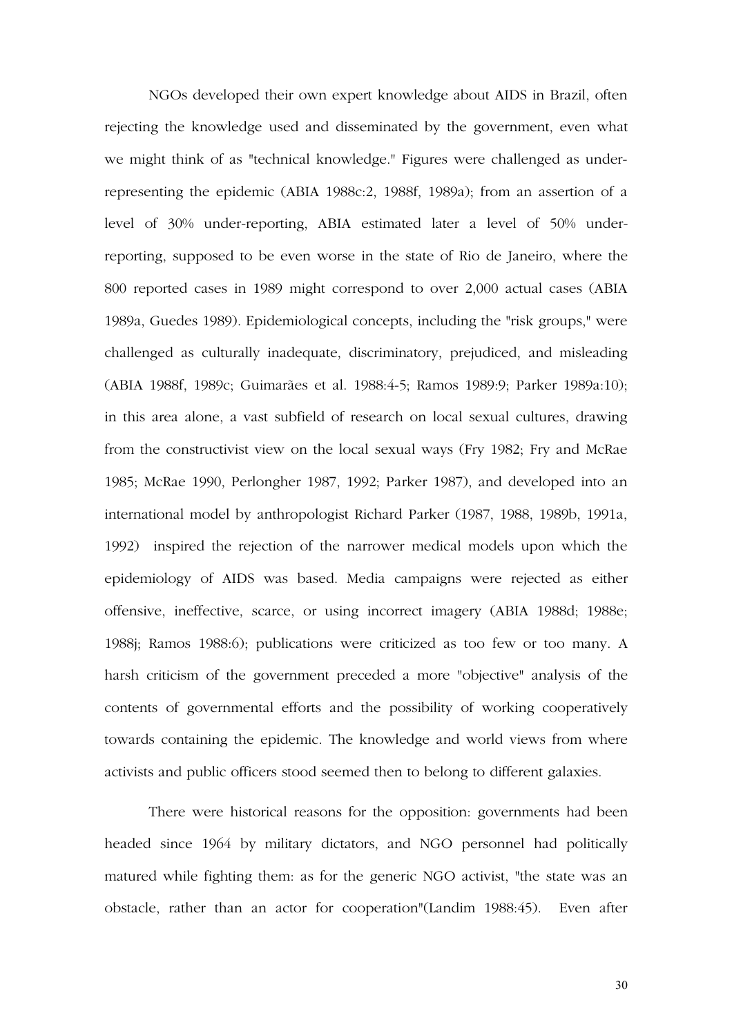NGOs developed their own expert knowledge about AIDS in Brazil, often rejecting the knowledge used and disseminated by the government, even what we might think of as "technical knowledge." Figures were challenged as under-representing the epidemic (ABIA 1988c:2, 1988f, 1989a); from an assertion of a level of 30% under-reporting, ABIA estimated later a level of 50% under-reporting, supposed to be even worse in the state of Rio de Janeiro, where the 800 reported cases in 1989 might correspond to over 2,000 actual cases (ABIA 1989a, Guedes 1989). Epidemiological concepts, including the "risk groups," were challenged as culturally inadequate, discriminatory, prejudiced, and misleading (ABIA 1988f, 1989c; Guimarães et al. 1988:4-5; Ramos 1989:9; Parker 1989a:10); in this area alone, a vast subfield of research on local sexual cultures, drawing from the constructivist view on the local sexual ways (Fry 1982; Fry and McRae 1985; McRae 1990, Perlongher 1987, 1992; Parker 1987), and developed into an international model by anthropologist Richard Parker (1987, 1988, 1989b, 1991a, 1992) inspired the rejection of the narrower medical models upon which the epidemiology of AIDS was based. Media campaigns were rejected as either offensive, ineffective, scarce, or using incorrect imagery (ABIA 1988d; 1988e; 1988j; Ramos 1988:6); publications were criticized as too few or too many. A harsh criticism of the government preceded a more "objective" analysis of the contents of governmental efforts and the possibility of working cooperatively towards containing the epidemic. The knowledge and world views from where activists and public officers stood seemed then to belong to different galaxies.

There were historical reasons for the opposition: governments had been headed since 1964 by military dictators, and NGO personnel had politically matured while fighting them: as for the generic NGO activist, "the state was an obstacle, rather than an actor for cooperation"(Landim 1988:45). Even after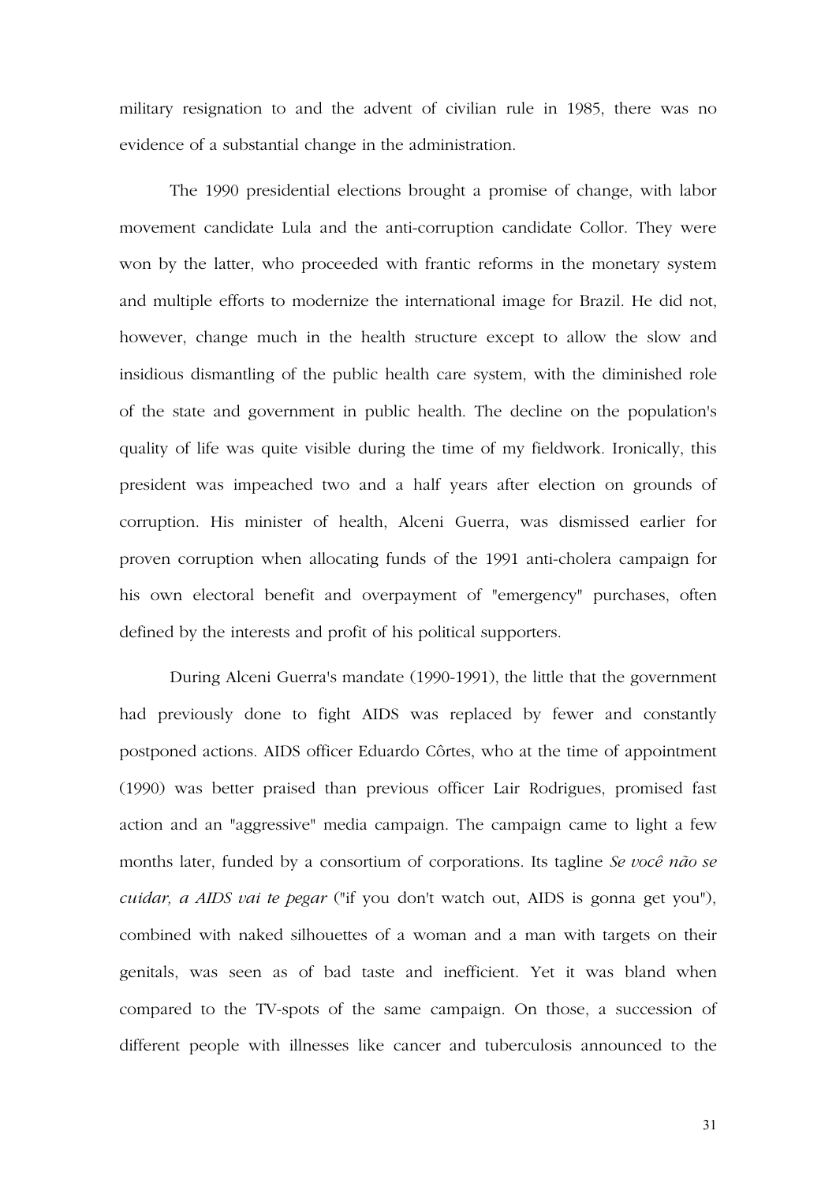military resignation to and the advent of civilian rule in 1985, there was no evidence of a substantial change in the administration.

The 1990 presidential elections brought a promise of change, with labor movement candidate Lula and the anti-corruption candidate Collor. They were won by the latter, who proceeded with frantic reforms in the monetary system and multiple efforts to modernize the international image for Brazil. He did not, however, change much in the health structure except to allow the slow and insidious dismantling of the public health care system, with the diminished role of the state and government in public health. The decline on the population's quality of life was quite visible during the time of my fieldwork. Ironically, this president was impeached two and a half years after election on grounds of corruption. His minister of health, Alceni Guerra, was dismissed earlier for proven corruption when allocating funds of the 1991 anti-cholera campaign for his own electoral benefit and overpayment of "emergency" purchases, often defined by the interests and profit of his political supporters.

During Alceni Guerra's mandate (1990-1991), the little that the government had previously done to fight AIDS was replaced by fewer and constantly postponed actions. AIDS officer Eduardo Côrtes, who at the time of appointment (1990) was better praised than previous officer Lair Rodrigues, promised fast action and an "aggressive" media campaign. The campaign came to light a few months later, funded by a consortium of corporations. Its tagline *Se você não se cuidar, a AIDS vai te pegar* ("if you don't watch out, AIDS is gonna get you"), combined with naked silhouettes of a woman and a man with targets on their genitals, was seen as of bad taste and inefficient. Yet it was bland when compared to the TV-spots of the same campaign. On those, a succession of different people with illnesses like cancer and tuberculosis announced to the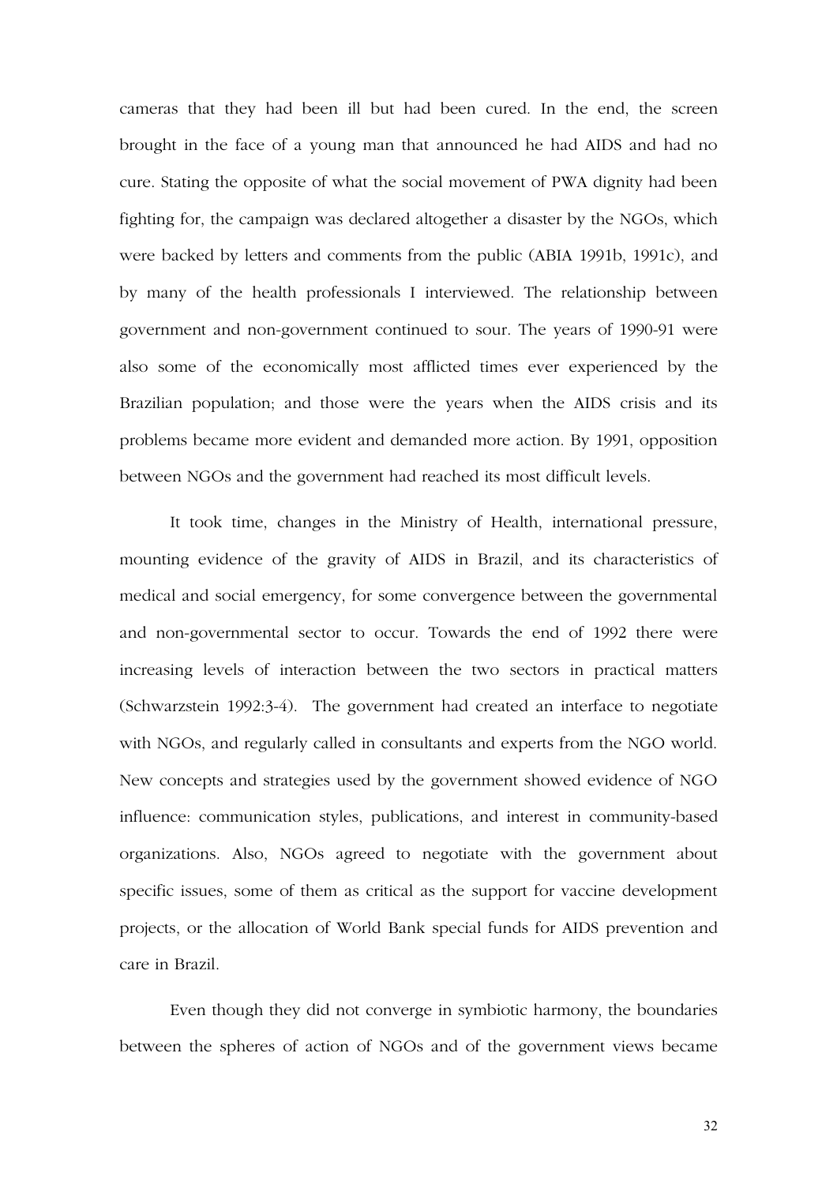cameras that they had been ill but had been cured. In the end, the screen brought in the face of a young man that announced he had AIDS and had no cure. Stating the opposite of what the social movement of PWA dignity had been fighting for, the campaign was declared altogether a disaster by the NGOs, which were backed by letters and comments from the public (ABIA 1991b, 1991c), and by many of the health professionals I interviewed. The relationship between government and non-government continued to sour. The years of 1990-91 were also some of the economically most afflicted times ever experienced by the Brazilian population; and those were the years when the AIDS crisis and its problems became more evident and demanded more action. By 1991, opposition between NGOs and the government had reached its most difficult levels.

It took time, changes in the Ministry of Health, international pressure, mounting evidence of the gravity of AIDS in Brazil, and its characteristics of medical and social emergency, for some convergence between the governmental and non-governmental sector to occur. Towards the end of 1992 there were increasing levels of interaction between the two sectors in practical matters (Schwarzstein 1992:3-4). The government had created an interface to negotiate with NGOs, and regularly called in consultants and experts from the NGO world. New concepts and strategies used by the government showed evidence of NGO influence: communication styles, publications, and interest in community-based organizations. Also, NGOs agreed to negotiate with the government about specific issues, some of them as critical as the support for vaccine development projects, or the allocation of World Bank special funds for AIDS prevention and care in Brazil.

Even though they did not converge in symbiotic harmony, the boundaries between the spheres of action of NGOs and of the government views became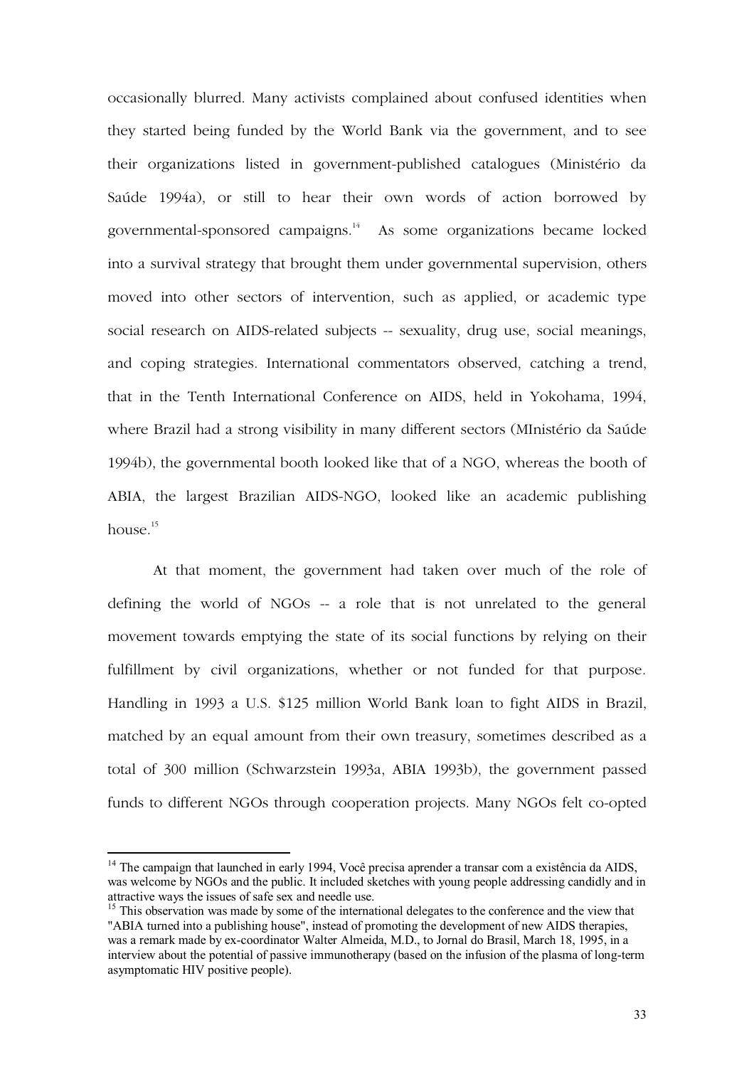occasionally blurred. Many activists complained about confused identities when they started being funded by the World Bank via the government, and to see their organizations listed in government-published catalogues (Ministério da Saúde 1994a), or still to hear their own words of action borrowed by governmental-sponsored campaigns.[14] As some organizations became locked into a survival strategy that brought them under governmental supervision, others moved into other sectors of intervention, such as applied, or academic type social research on AIDS-related subjects -- sexuality, drug use, social meanings, and coping strategies. International commentators observed, catching a trend, that in the Tenth International Conference on AIDS, held in Yokohama, 1994, where Brazil had a strong visibility in many different sectors (MInistério da Saúde 1994b), the governmental booth looked like that of a NGO, whereas the booth of ABIA, the largest Brazilian AIDS-NGO, looked like an academic publishing house.[15]

At that moment, the government had taken over much of the role of defining the world of NGOs -- a role that is not unrelated to the general movement towards emptying the state of its social functions by relying on their fulfillment by civil organizations, whether or not funded for that purpose. Handling in 1993 a U.S. $125 million World Bank loan to fight AIDS in Brazil, matched by an equal amount from their own treasury, sometimes described as a total of 300 million (Schwarzstein 1993a, ABIA 1993b), the government passed funds to different NGOs through cooperation projects. Many NGOs felt co-opted

---

[14] The campaign that launched in early 1994, Você precisa aprender a transar com a existência da AIDS, was welcome by NGOs and the public. It included sketches with young people addressing candidly and in attractive ways the issues of safe sex and needle use.

[15] This observation was made by some of the international delegates to the conference and the view that "ABIA turned into a publishing house", instead of promoting the development of new AIDS therapies, was a remark made by ex-coordinator Walter Almeida, M.D., to Jornal do Brasil, March 18, 1995, in a interview about the potential of passive immunotherapy (based on the infusion of the plasma of long-term asymptomatic HIV positive people).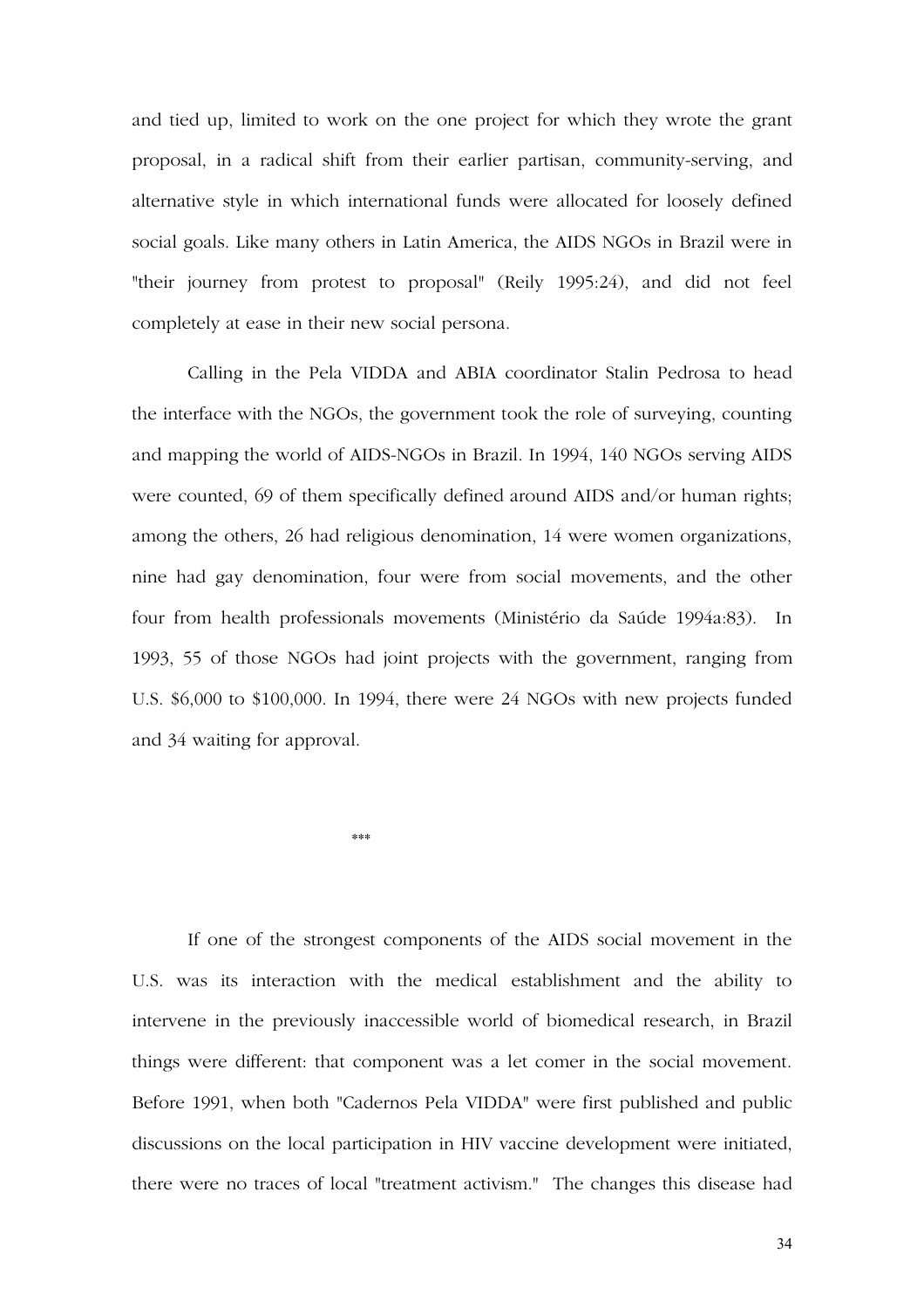and tied up, limited to work on the one project for which they wrote the grant proposal, in a radical shift from their earlier partisan, community-serving, and alternative style in which international funds were allocated for loosely defined social goals. Like many others in Latin America, the AIDS NGOs in Brazil were in "their journey from protest to proposal" (Reily 1995:24), and did not feel completely at ease in their new social persona.

Calling in the Pela VIDDA and ABIA coordinator Stalin Pedrosa to head the interface with the NGOs, the government took the role of surveying, counting and mapping the world of AIDS-NGOs in Brazil. In 1994, 140 NGOs serving AIDS were counted, 69 of them specifically defined around AIDS and/or human rights; among the others, 26 had religious denomination, 14 were women organizations, nine had gay denomination, four were from social movements, and the other four from health professionals movements (Ministério da Saúde 1994a:83). In 1993, 55 of those NGOs had joint projects with the government, ranging from U.S. $6,000 to $100,000. In 1994, there were 24 NGOs with new projects funded and 34 waiting for approval.

***

If one of the strongest components of the AIDS social movement in the U.S. was its interaction with the medical establishment and the ability to intervene in the previously inaccessible world of biomedical research, in Brazil things were different: that component was a let comer in the social movement. Before 1991, when both "Cadernos Pela VIDDA" were first published and public discussions on the local participation in HIV vaccine development were initiated, there were no traces of local "treatment activism." The changes this disease had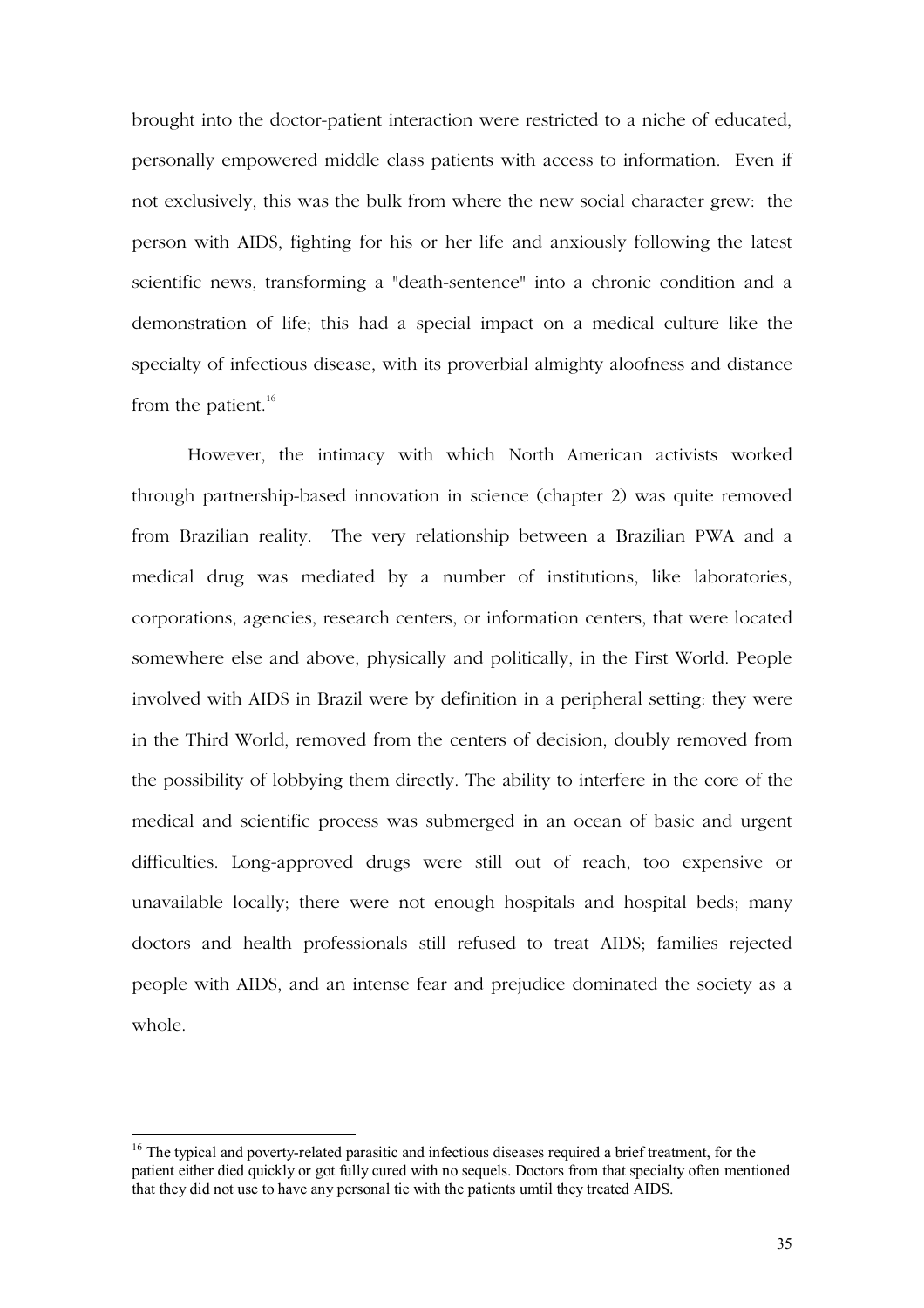brought into the doctor-patient interaction were restricted to a niche of educated, personally empowered middle class patients with access to information. Even if not exclusively, this was the bulk from where the new social character grew: the person with AIDS, fighting for his or her life and anxiously following the latest scientific news, transforming a "death-sentence" into a chronic condition and a demonstration of life; this had a special impact on a medical culture like the specialty of infectious disease, with its proverbial almighty aloofness and distance from the patient.[16]

However, the intimacy with which North American activists worked through partnership-based innovation in science (chapter 2) was quite removed from Brazilian reality. The very relationship between a Brazilian PWA and a medical drug was mediated by a number of institutions, like laboratories, corporations, agencies, research centers, or information centers, that were located somewhere else and above, physically and politically, in the First World. People involved with AIDS in Brazil were by definition in a peripheral setting: they were in the Third World, removed from the centers of decision, doubly removed from the possibility of lobbying them directly. The ability to interfere in the core of the medical and scientific process was submerged in an ocean of basic and urgent difficulties. Long-approved drugs were still out of reach, too expensive or unavailable locally; there were not enough hospitals and hospital beds; many doctors and health professionals still refused to treat AIDS; families rejected people with AIDS, and an intense fear and prejudice dominated the society as a whole.

---

[16] The typical and poverty-related parasitic and infectious diseases required a brief treatment, for the patient either died quickly or got fully cured with no sequels. Doctors from that specialty often mentioned that they did not use to have any personal tie with the patients umtil they treated AIDS.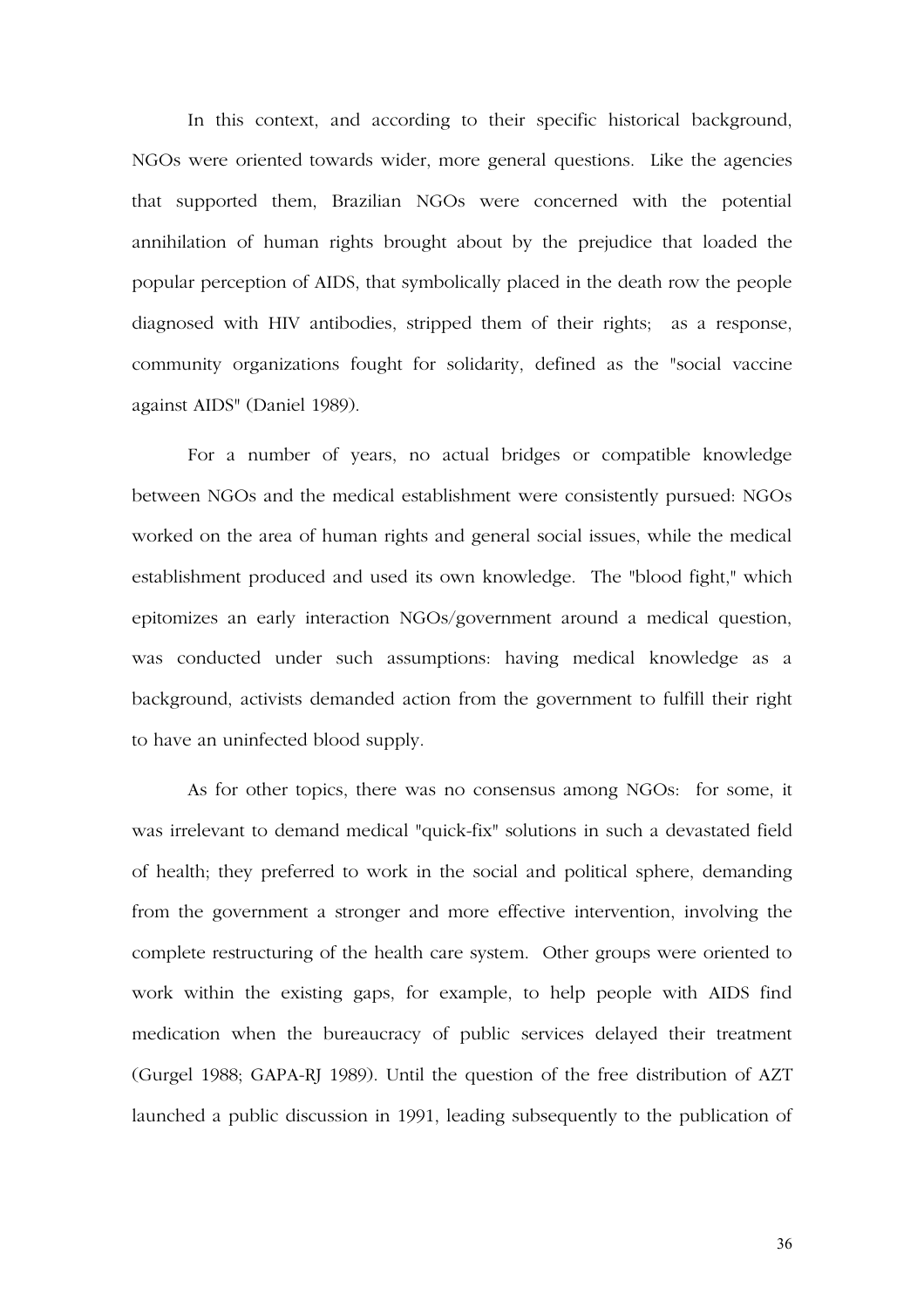In this context, and according to their specific historical background, NGOs were oriented towards wider, more general questions. Like the agencies that supported them, Brazilian NGOs were concerned with the potential annihilation of human rights brought about by the prejudice that loaded the popular perception of AIDS, that symbolically placed in the death row the people diagnosed with HIV antibodies, stripped them of their rights; as a response, community organizations fought for solidarity, defined as the "social vaccine against AIDS" (Daniel 1989).

For a number of years, no actual bridges or compatible knowledge between NGOs and the medical establishment were consistently pursued: NGOs worked on the area of human rights and general social issues, while the medical establishment produced and used its own knowledge. The "blood fight," which epitomizes an early interaction NGOs/government around a medical question, was conducted under such assumptions: having medical knowledge as a background, activists demanded action from the government to fulfill their right to have an uninfected blood supply.

As for other topics, there was no consensus among NGOs: for some, it was irrelevant to demand medical "quick-fix" solutions in such a devastated field of health; they preferred to work in the social and political sphere, demanding from the government a stronger and more effective intervention, involving the complete restructuring of the health care system. Other groups were oriented to work within the existing gaps, for example, to help people with AIDS find medication when the bureaucracy of public services delayed their treatment (Gurgel 1988; GAPA-RJ 1989). Until the question of the free distribution of AZT launched a public discussion in 1991, leading subsequently to the publication of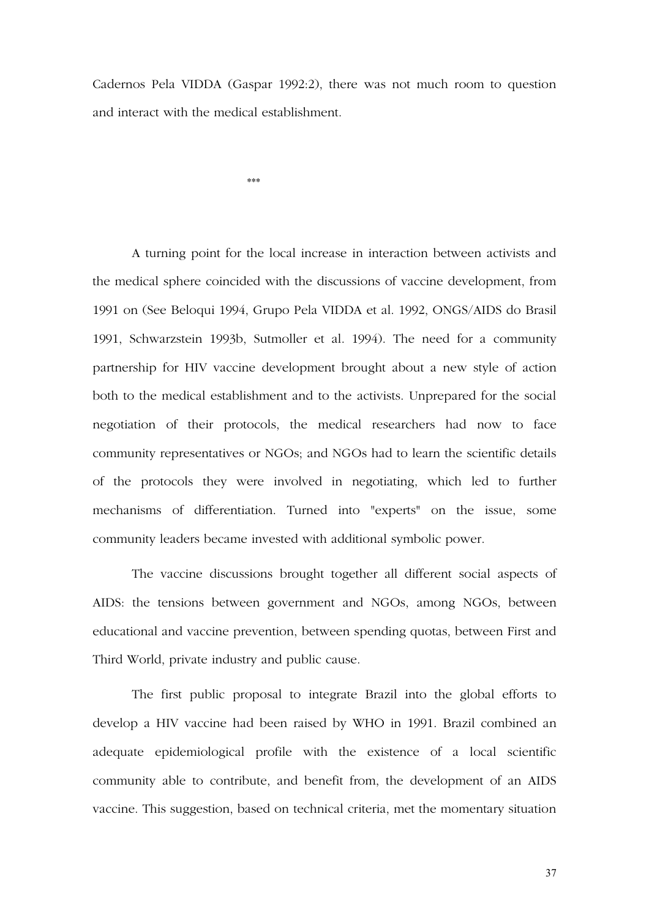Cadernos Pela VIDDA (Gaspar 1992:2), there was not much room to question and interact with the medical establishment.

***

A turning point for the local increase in interaction between activists and the medical sphere coincided with the discussions of vaccine development, from 1991 on (See Beloqui 1994, Grupo Pela VIDDA et al. 1992, ONGS/AIDS do Brasil 1991, Schwarzstein 1993b, Sutmoller et al. 1994). The need for a community partnership for HIV vaccine development brought about a new style of action both to the medical establishment and to the activists. Unprepared for the social negotiation of their protocols, the medical researchers had now to face community representatives or NGOs; and NGOs had to learn the scientific details of the protocols they were involved in negotiating, which led to further mechanisms of differentiation. Turned into "experts" on the issue, some community leaders became invested with additional symbolic power.

The vaccine discussions brought together all different social aspects of AIDS: the tensions between government and NGOs, among NGOs, between educational and vaccine prevention, between spending quotas, between First and Third World, private industry and public cause.

The first public proposal to integrate Brazil into the global efforts to develop a HIV vaccine had been raised by WHO in 1991. Brazil combined an adequate epidemiological profile with the existence of a local scientific community able to contribute, and benefit from, the development of an AIDS vaccine. This suggestion, based on technical criteria, met the momentary situation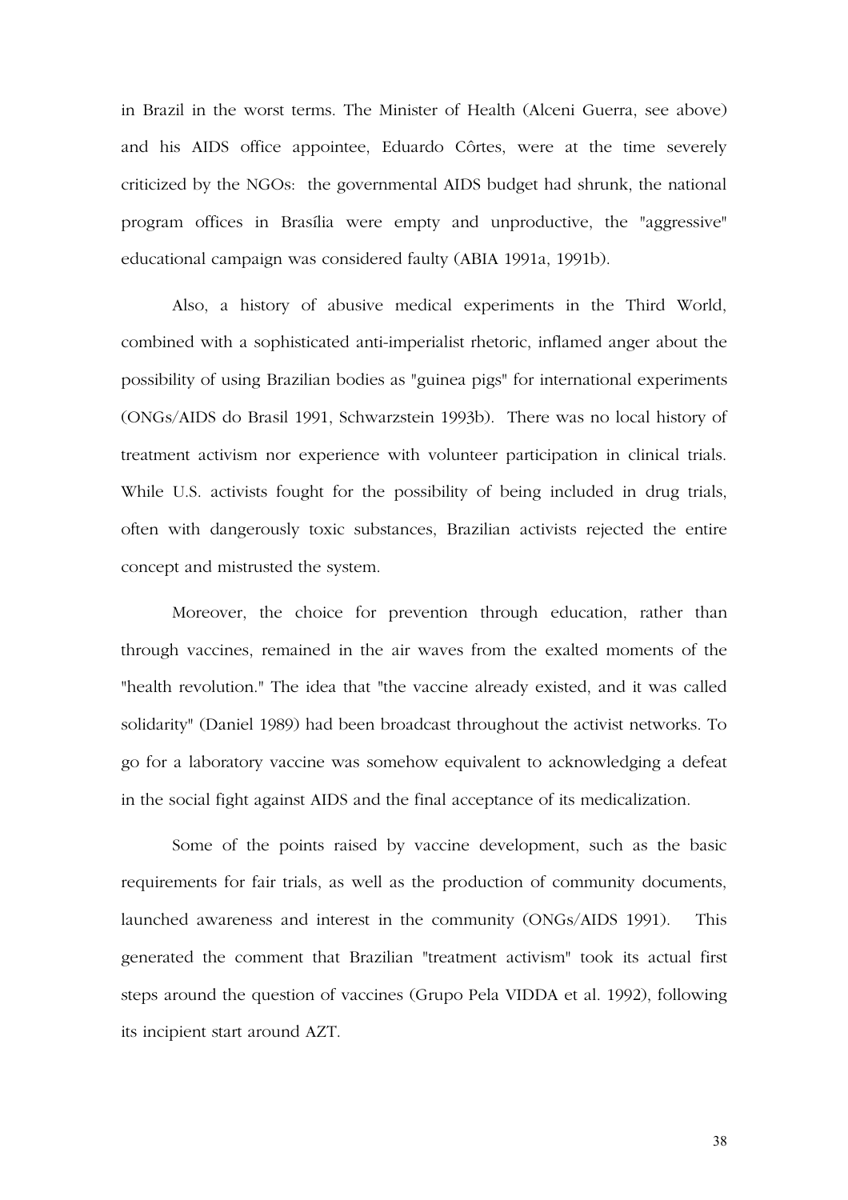in Brazil in the worst terms. The Minister of Health (Alceni Guerra, see above) and his AIDS office appointee, Eduardo Côrtes, were at the time severely criticized by the NGOs: the governmental AIDS budget had shrunk, the national program offices in Brasília were empty and unproductive, the "aggressive" educational campaign was considered faulty (ABIA 1991a, 1991b).

Also, a history of abusive medical experiments in the Third World, combined with a sophisticated anti-imperialist rhetoric, inflamed anger about the possibility of using Brazilian bodies as "guinea pigs" for international experiments (ONGs/AIDS do Brasil 1991, Schwarzstein 1993b). There was no local history of treatment activism nor experience with volunteer participation in clinical trials. While U.S. activists fought for the possibility of being included in drug trials, often with dangerously toxic substances, Brazilian activists rejected the entire concept and mistrusted the system.

Moreover, the choice for prevention through education, rather than through vaccines, remained in the air waves from the exalted moments of the "health revolution." The idea that "the vaccine already existed, and it was called solidarity" (Daniel 1989) had been broadcast throughout the activist networks. To go for a laboratory vaccine was somehow equivalent to acknowledging a defeat in the social fight against AIDS and the final acceptance of its medicalization.

Some of the points raised by vaccine development, such as the basic requirements for fair trials, as well as the production of community documents, launched awareness and interest in the community (ONGs/AIDS 1991). This generated the comment that Brazilian "treatment activism" took its actual first steps around the question of vaccines (Grupo Pela VIDDA et al. 1992), following its incipient start around AZT.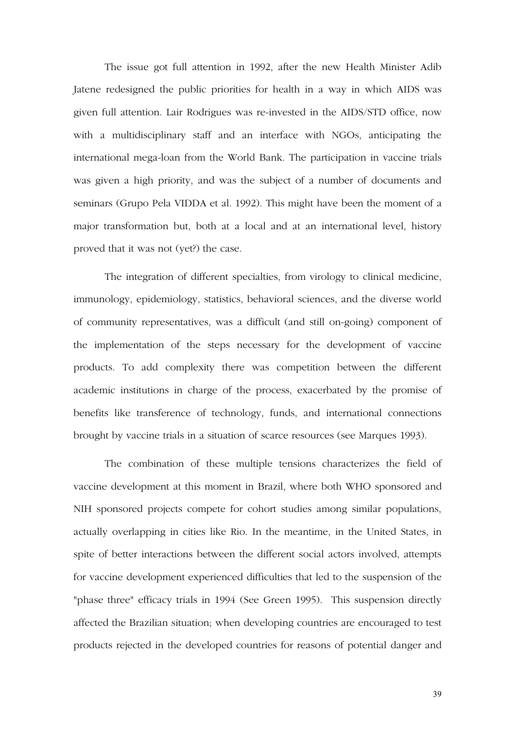The issue got full attention in 1992, after the new Health Minister Adib Jatene redesigned the public priorities for health in a way in which AIDS was given full attention. Lair Rodrigues was re-invested in the AIDS/STD office, now with a multidisciplinary staff and an interface with NGOs, anticipating the international mega-loan from the World Bank. The participation in vaccine trials was given a high priority, and was the subject of a number of documents and seminars (Grupo Pela VIDDA et al. 1992). This might have been the moment of a major transformation but, both at a local and at an international level, history proved that it was not (yet?) the case.

The integration of different specialties, from virology to clinical medicine, immunology, epidemiology, statistics, behavioral sciences, and the diverse world of community representatives, was a difficult (and still on-going) component of the implementation of the steps necessary for the development of vaccine products. To add complexity there was competition between the different academic institutions in charge of the process, exacerbated by the promise of benefits like transference of technology, funds, and international connections brought by vaccine trials in a situation of scarce resources (see Marques 1993).

The combination of these multiple tensions characterizes the field of vaccine development at this moment in Brazil, where both WHO sponsored and NIH sponsored projects compete for cohort studies among similar populations, actually overlapping in cities like Rio. In the meantime, in the United States, in spite of better interactions between the different social actors involved, attempts for vaccine development experienced difficulties that led to the suspension of the "phase three" efficacy trials in 1994 (See Green 1995). This suspension directly affected the Brazilian situation; when developing countries are encouraged to test products rejected in the developed countries for reasons of potential danger and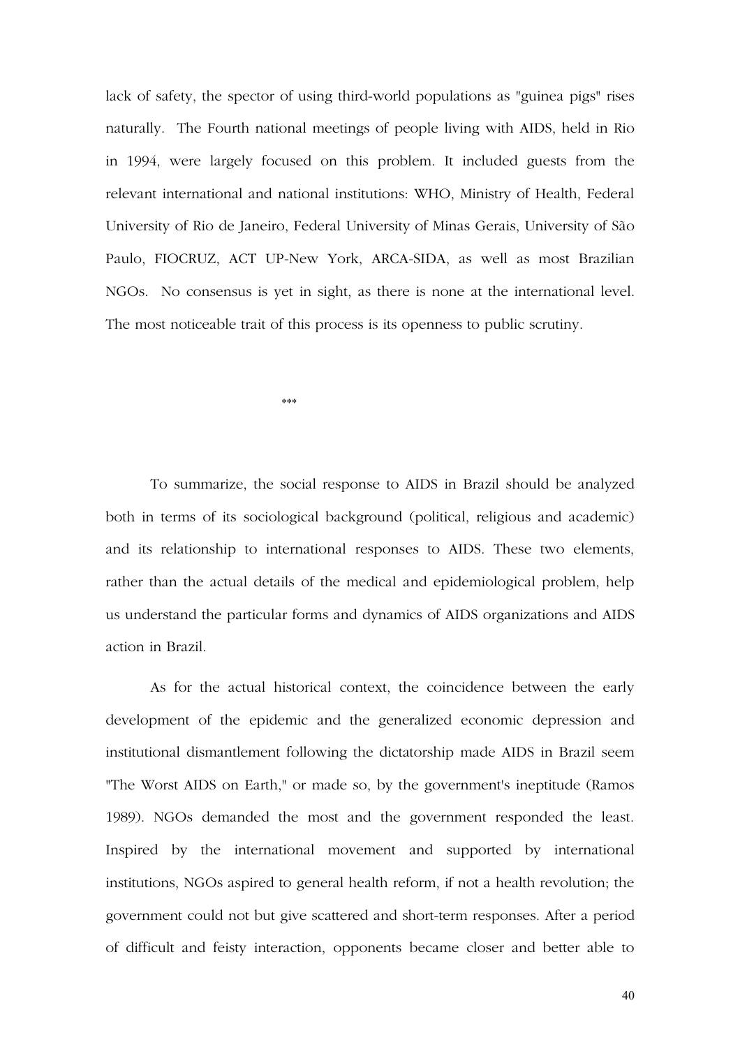lack of safety, the spector of using third-world populations as "guinea pigs" rises naturally. The Fourth national meetings of people living with AIDS, held in Rio in 1994, were largely focused on this problem. It included guests from the relevant international and national institutions: WHO, Ministry of Health, Federal University of Rio de Janeiro, Federal University of Minas Gerais, University of São Paulo, FIOCRUZ, ACT UP-New York, ARCA-SIDA, as well as most Brazilian NGOs. No consensus is yet in sight, as there is none at the international level. The most noticeable trait of this process is its openness to public scrutiny.

***

To summarize, the social response to AIDS in Brazil should be analyzed both in terms of its sociological background (political, religious and academic) and its relationship to international responses to AIDS. These two elements, rather than the actual details of the medical and epidemiological problem, help us understand the particular forms and dynamics of AIDS organizations and AIDS action in Brazil.

As for the actual historical context, the coincidence between the early development of the epidemic and the generalized economic depression and institutional dismantlement following the dictatorship made AIDS in Brazil seem "The Worst AIDS on Earth," or made so, by the government's ineptitude (Ramos 1989). NGOs demanded the most and the government responded the least. Inspired by the international movement and supported by international institutions, NGOs aspired to general health reform, if not a health revolution; the government could not but give scattered and short-term responses. After a period of difficult and feisty interaction, opponents became closer and better able to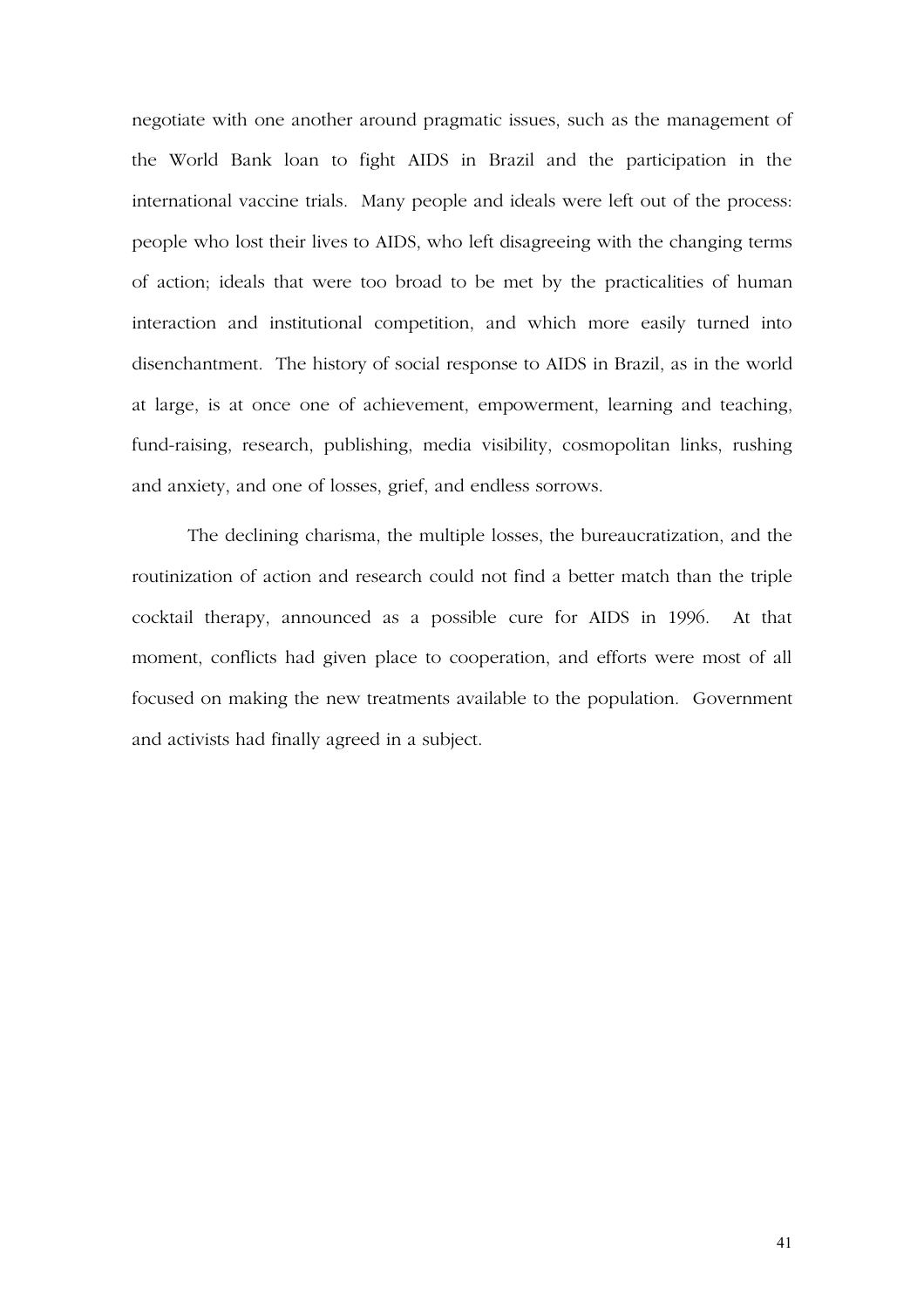negotiate with one another around pragmatic issues, such as the management of the World Bank loan to fight AIDS in Brazil and the participation in the international vaccine trials. Many people and ideals were left out of the process: people who lost their lives to AIDS, who left disagreeing with the changing terms of action; ideals that were too broad to be met by the practicalities of human interaction and institutional competition, and which more easily turned into disenchantment. The history of social response to AIDS in Brazil, as in the world at large, is at once one of achievement, empowerment, learning and teaching, fund-raising, research, publishing, media visibility, cosmopolitan links, rushing and anxiety, and one of losses, grief, and endless sorrows.

The declining charisma, the multiple losses, the bureaucratization, and the routinization of action and research could not find a better match than the triple cocktail therapy, announced as a possible cure for AIDS in 1996. At that moment, conflicts had given place to cooperation, and efforts were most of all focused on making the new treatments available to the population. Government and activists had finally agreed in a subject.